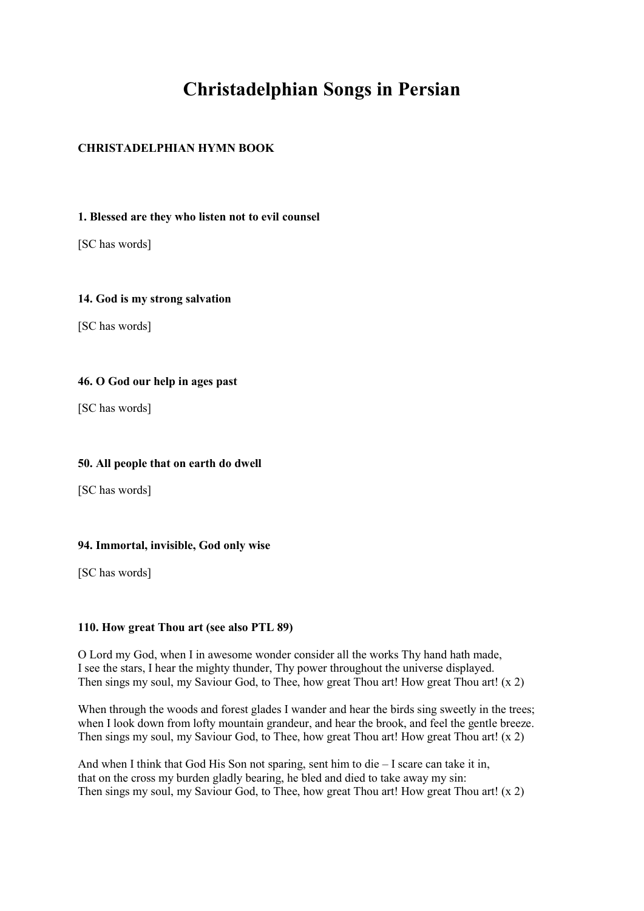# Christadelphian Songs in Persian

**CHRISTADELPHIAN HYMN BOOK**

**1. Blessed are they who listen not to evil counsel**

[SC has words]

**14. God is my strong salvation**

[SC has words]

**46. O God our help in ages past**

[SC has words]

**50. All people that on earth do dwell**

[SC has words]

**94. Immortal, invisible, God only wise**

[SC has words]

**110. How great Thou art (see also PTL 89)**

O Lord my God, when I in awesome wonder consider all the works Thy hand hath made,
I see the stars, I hear the mighty thunder, Thy power throughout the universe displayed.
Then sings my soul, my Saviour God, to Thee, how great Thou art! How great Thou art! (x 2)

When through the woods and forest glades I wander and hear the birds sing sweetly in the trees;
when I look down from lofty mountain grandeur, and hear the brook, and feel the gentle breeze.
Then sings my soul, my Saviour God, to Thee, how great Thou art! How great Thou art! (x 2)

And when I think that God His Son not sparing, sent him to die – I scare can take it in,
that on the cross my burden gladly bearing, he bled and died to take away my sin:
Then sings my soul, my Saviour God, to Thee, how great Thou art! How great Thou art! (x 2)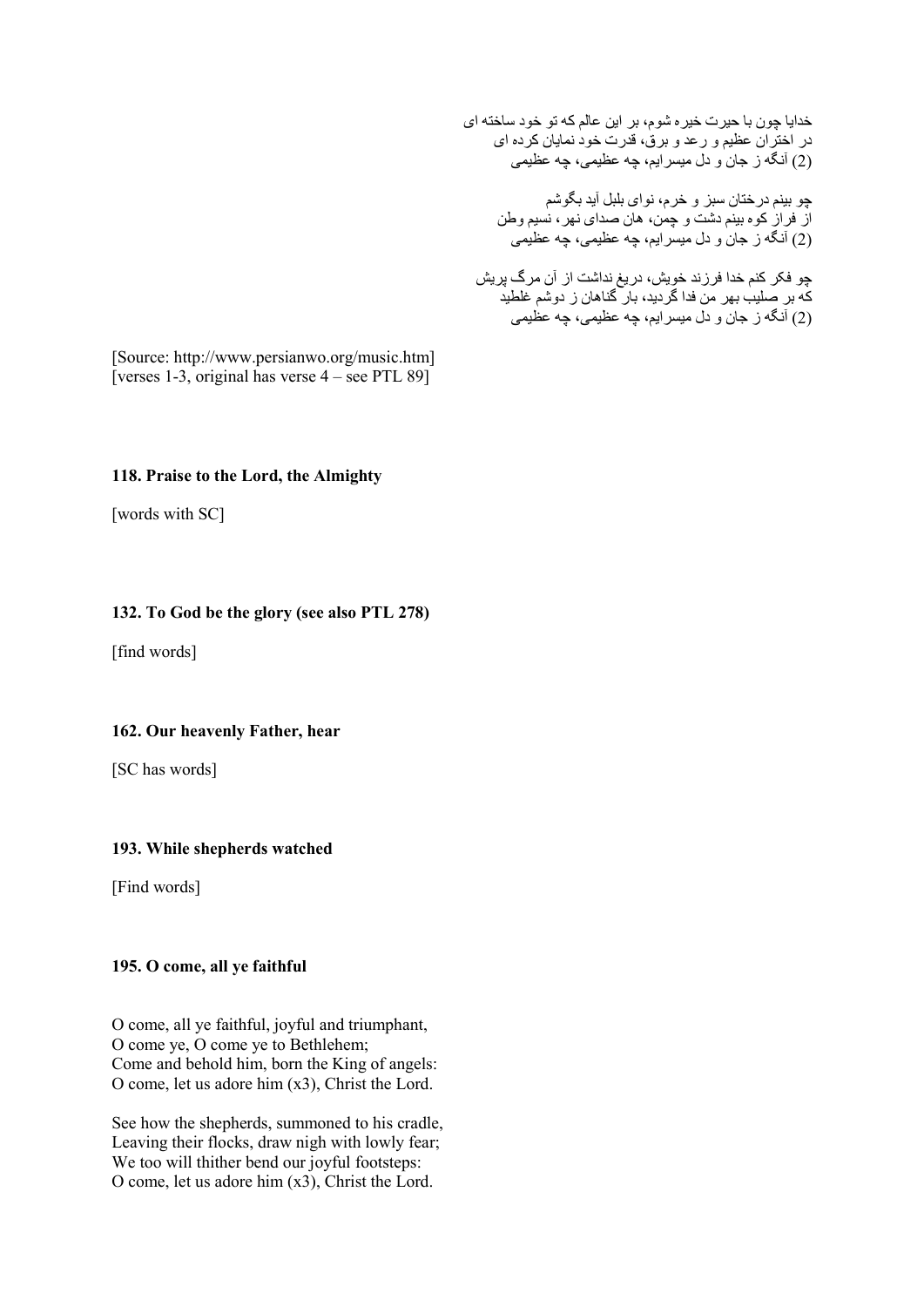خدایا چون با حیرت خیره شوم، بر این عالم که تو خود ساخته ای
در اختران عظیم و رعد و برق، قدرت خود نمایان کرده ای
(2) آنگه ز جان و دل میسرایم، چه عظیمی، چه عظیمی

چو بینم درختان سبز و خرم، نوای بلبل آید بگوشم
از فراز کوه بینم دشت و چمن، هان صدای نهر، نسیم وطن
(2) آنگه ز جان و دل میسرایم، چه عظیمی، چه عظیمی

چو فکر کنم خدا فرزند خویش، دریغ نداشت از آن مرگ پریش
که بر صلیب بهر من فدا گردید، بار گناهان ز دوشم غلطید
(2) آنگه ز جان و دل میسرایم، چه عظیمی، چه عظیمی

[Source: http://www.persianwo.org/music.htm]
[verses 1-3, original has verse 4 – see PTL 89]

**118. Praise to the Lord, the Almighty**

[words with SC]

**132. To God be the glory (see also PTL 278)**

[find words]

**162. Our heavenly Father, hear**

[SC has words]

**193. While shepherds watched**

[Find words]

**195. O come, all ye faithful**

O come, all ye faithful, joyful and triumphant,
O come ye, O come ye to Bethlehem;
Come and behold him, born the King of angels:
O come, let us adore him (x3), Christ the Lord.

See how the shepherds, summoned to his cradle,
Leaving their flocks, draw nigh with lowly fear;
We too will thither bend our joyful footsteps:
O come, let us adore him (x3), Christ the Lord.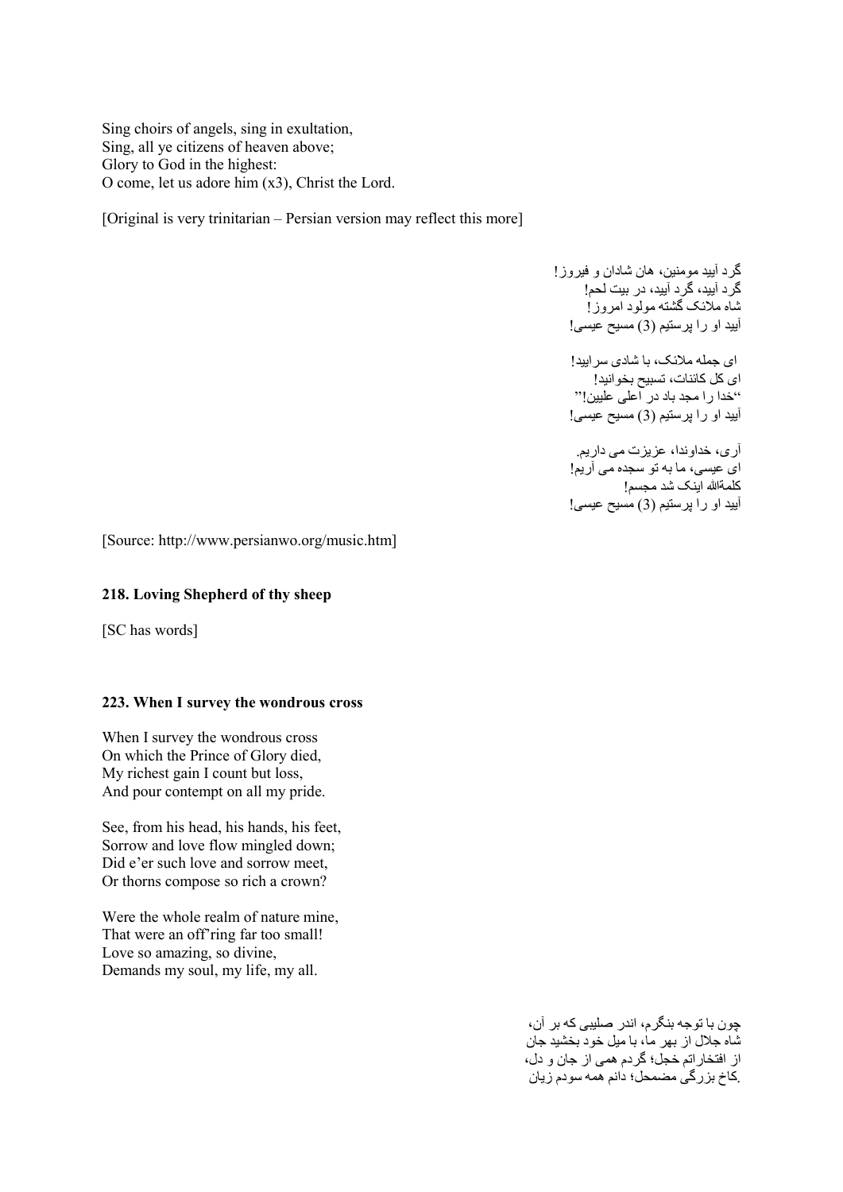Sing choirs of angels, sing in exultation,
Sing, all ye citizens of heaven above;
Glory to God in the highest:
O come, let us adore him (x3), Christ the Lord.

[Original is very trinitarian – Persian version may reflect this more]

گرد آیید مومنین، هان شادان و فیروز!
گرد آیید، گرد آیید، در بیت لحم!
شاه ملائک گشته مولود امروز!
آیید او را پرستیم (3) مسیح عیسی!

ای جمله ملائک، با شادی سرایید!
ای کل کائنات، تسبیح بخوانید!
"خدا را مجد باد در اعلی علیین!"
آیید او را پرستیم (3) مسیح عیسی!

آری، خداوندا، عزیزت می داریم.
ای عیسی، ما به تو سجده می آریم!
کلمةالله اینک شد مجسم!
آیید او را پرستیم (3) مسیح عیسی!

[Source: http://www.persianwo.org/music.htm]

### 218. Loving Shepherd of thy sheep

[SC has words]

### 223. When I survey the wondrous cross

When I survey the wondrous cross
On which the Prince of Glory died,
My richest gain I count but loss,
And pour contempt on all my pride.

See, from his head, his hands, his feet,
Sorrow and love flow mingled down;
Did e'er such love and sorrow meet,
Or thorns compose so rich a crown?

Were the whole realm of nature mine,
That were an off'ring far too small!
Love so amazing, so divine,
Demands my soul, my life, my all.

چون با توجه بنگرم، اندر صلیبی که بر آن،
شاه جلال از بهر ما، با میل خود بخشید جان
از افتخاراتم خجل؛ گردم همی از جان و دل،
کاخ بزرگی مضمحل؛ دانم همه سودم زیان.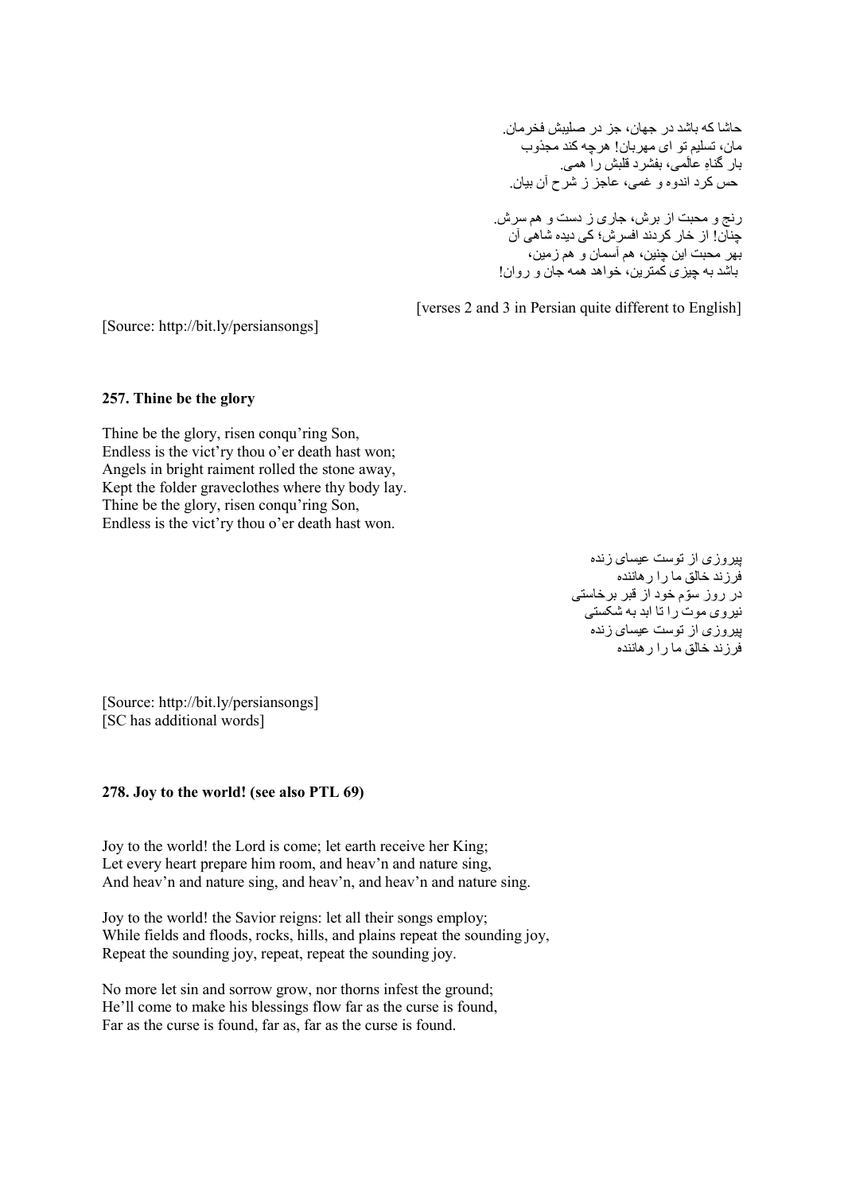حاشا که باشد در جهان، جز در صلیبش فخرمان.
مان، تسلیم تو ای مهربان! هرچه کند مجذوب
بار گناهِ عالمی، بفشرد قلبش را همی.
حس کرد اندوه و غمی، عاجز ز شرح آن بیان.

رنج و محبت از برش، جاری ز دست و هم سرش.
چنان! از خار کردند افسرش؛ کی دیده شاهی آن
بهر محبت این چنین، هم آسمان و هم زمین،
باشد به چیزی کمترین، خواهد همه جان و روان!

[verses 2 and 3 in Persian quite different to English]

[Source: http://bit.ly/persiansongs]

### 257. Thine be the glory

Thine be the glory, risen conqu'ring Son,
Endless is the vict'ry thou o'er death hast won;
Angels in bright raiment rolled the stone away,
Kept the folder graveclothes where thy body lay.
Thine be the glory, risen conqu'ring Son,
Endless is the vict'ry thou o'er death hast won.

پیروزی از توست عیسای زنده
فرزند خالق ما را رهاننده
در روز سوّم خود از قبر برخاستی
نیروی موت را تا ابد به شکستی
پیروزی از توست عیسای زنده
فرزند خالق ما را رهاننده

[Source: http://bit.ly/persiansongs]
[SC has additional words]

### 278. Joy to the world! (see also PTL 69)

Joy to the world! the Lord is come; let earth receive her King;
Let every heart prepare him room, and heav'n and nature sing,
And heav'n and nature sing, and heav'n, and heav'n and nature sing.

Joy to the world! the Savior reigns: let all their songs employ;
While fields and floods, rocks, hills, and plains repeat the sounding joy,
Repeat the sounding joy, repeat, repeat the sounding joy.

No more let sin and sorrow grow, nor thorns infest the ground;
He'll come to make his blessings flow far as the curse is found,
Far as the curse is found, far as, far as the curse is found.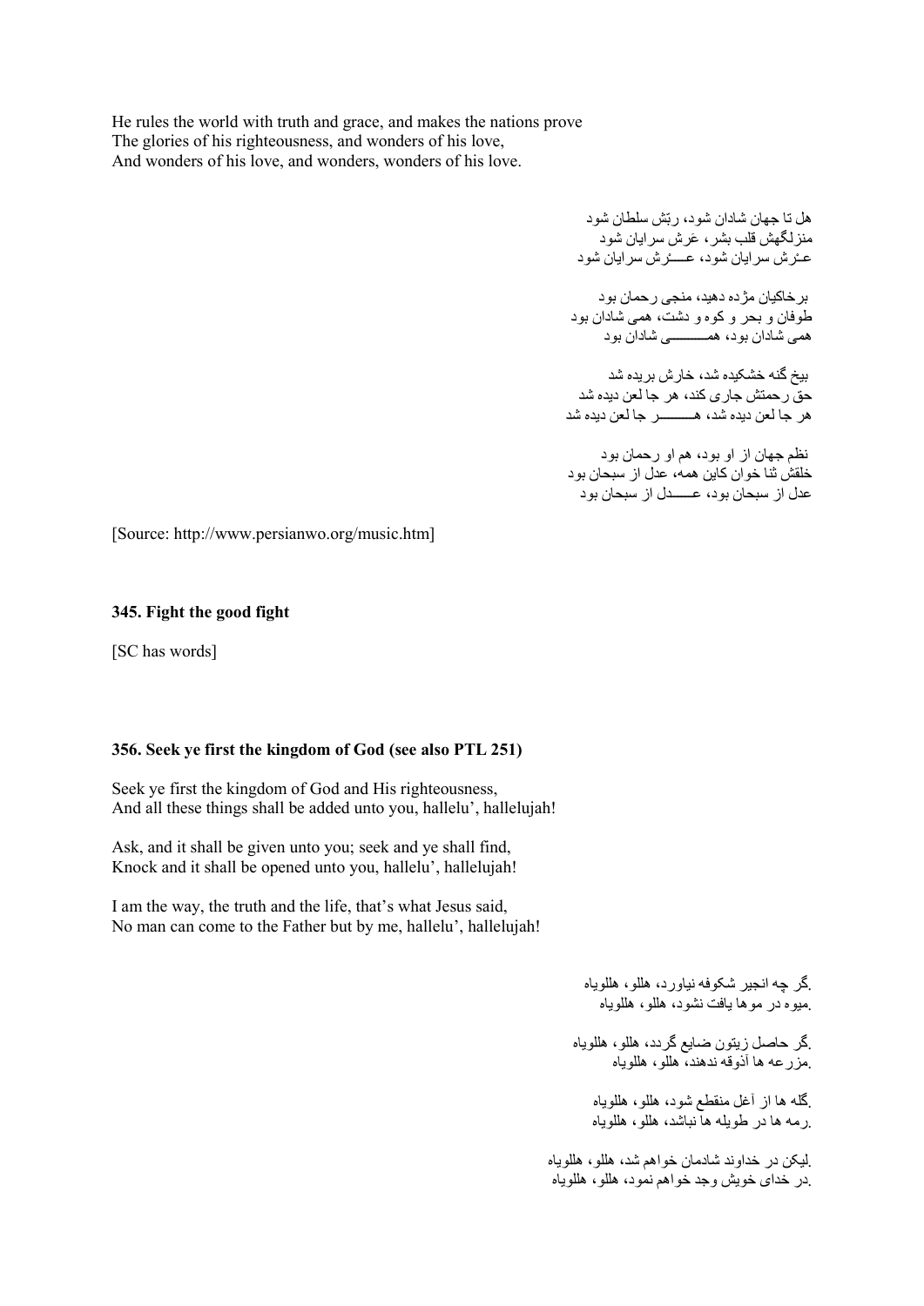He rules the world with truth and grace, and makes the nations prove
The glories of his righteousness, and wonders of his love,
And wonders of his love, and wonders, wonders of his love.

هل تا جهان شادان شود، ربّش سلطان شود
منزلگهش قلب بشر، عَرش سرایان شود
عـَرش سرایان شود، عــــَرش سرایان شود

برخاکیان مژده دهید، منجی رحمان بود
طوفان و بحر و کوه و دشت، همی شادان بود
همی شادان بود، همــــــــــی شادان بود

بیخ گنه خشکیده شد، خارش بریده شد
حق رحمتش جاری کند، هر جا لعن دیده شد
هر جا لعن دیده شد، هــــــــر جا لعن دیده شد

نظم جهان از او بود، هم او رحمان بود
خلقش ثنا خوان کاین همه، عدل از سبحان بود
عدل از سبحان بود، عـــــدل از سبحان بود

[Source: http://www.persianwo.org/music.htm]

**345. Fight the good fight**

[SC has words]

**356. Seek ye first the kingdom of God (see also PTL 251)**

Seek ye first the kingdom of God and His righteousness,
And all these things shall be added unto you, hallelu', hallelujah!

Ask, and it shall be given unto you; seek and ye shall find,
Knock and it shall be opened unto you, hallelu', hallelujah!

I am the way, the truth and the life, that's what Jesus said,
No man can come to the Father but by me, hallelu', hallelujah!

گر چه انجیر شکوفه نیاورد، هللو، هللویاه.
میوه در موها یافت نشود، هللو، هللویاه.

گر حاصل زیتون ضایع گردد، هللو، هللویاه.
مزرعه ها آذوقه ندهند، هللو، هللویاه.

گله ها از آغل منقطع شود، هللو، هللویاه.
رمه ها در طویله ها نباشد، هللو، هللویاه.

لیکن در خداوند شادمان خواهم شد، هللو، هللویاه.
در خدای خویش وجد خواهم نمود، هللو، هللویاه.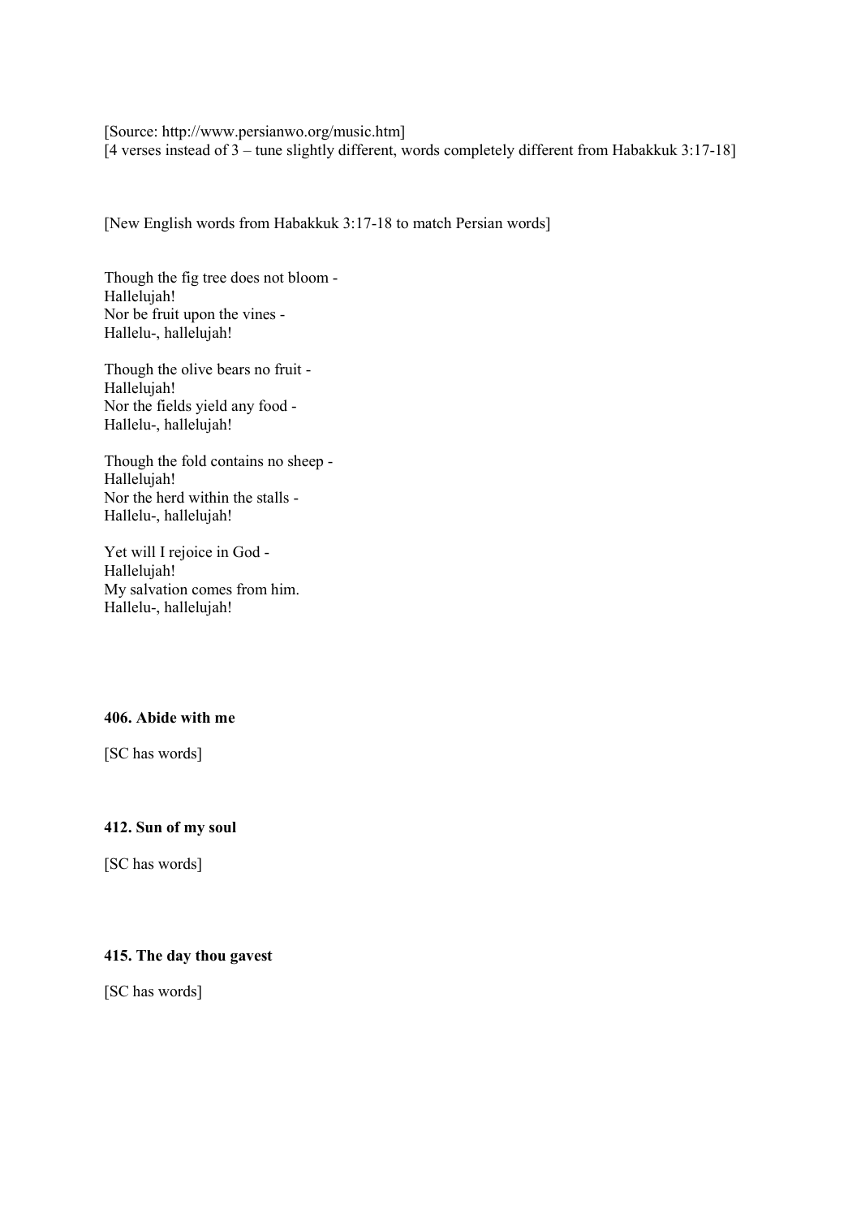[Source: http://www.persianwo.org/music.htm]
[4 verses instead of 3 – tune slightly different, words completely different from Habakkuk 3:17-18]

[New English words from Habakkuk 3:17-18 to match Persian words]

Though the fig tree does not bloom -
Hallelujah!
Nor be fruit upon the vines -
Hallelu-, hallelujah!

Though the olive bears no fruit -
Hallelujah!
Nor the fields yield any food -
Hallelu-, hallelujah!

Though the fold contains no sheep -
Hallelujah!
Nor the herd within the stalls -
Hallelu-, hallelujah!

Yet will I rejoice in God -
Hallelujah!
My salvation comes from him.
Hallelu-, hallelujah!

**406. Abide with me**

[SC has words]

**412. Sun of my soul**

[SC has words]

**415. The day thou gavest**

[SC has words]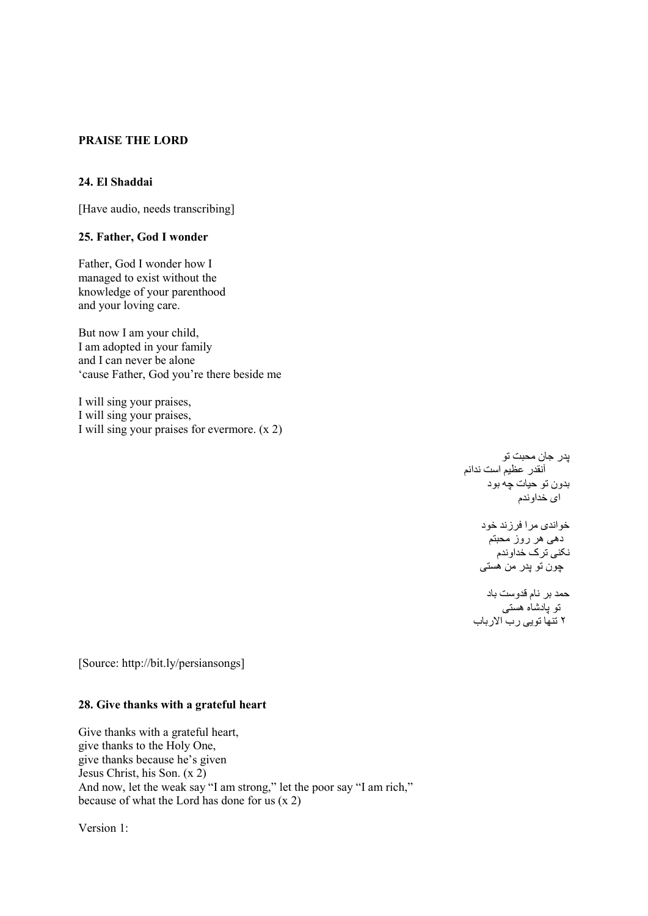**PRAISE THE LORD**

**24. El Shaddai**

[Have audio, needs transcribing]

**25. Father, God I wonder**

Father, God I wonder how I
managed to exist without the
knowledge of your parenthood
and your loving care.

But now I am your child,
I am adopted in your family
and I can never be alone
'cause Father, God you're there beside me

I will sing your praises,
I will sing your praises,
I will sing your praises for evermore. (x 2)

پدر جان محبت تو
آنقدر عظیم است ندانم
بدون تو حیات چه بود
ای خداوندم

خواندی مرا فرزند خود
دهی هر روز محبتم
نکنی ترک خداوندم
چون تو پدر من هستی

حمد بر نام قدوست باد
تو پادشاه هستی
۲ تنها تویی رب الارباب

[Source: http://bit.ly/persiansongs]

**28. Give thanks with a grateful heart**

Give thanks with a grateful heart,
give thanks to the Holy One,
give thanks because he's given
Jesus Christ, his Son. (x 2)
And now, let the weak say "I am strong," let the poor say "I am rich,"
because of what the Lord has done for us (x 2)

Version 1: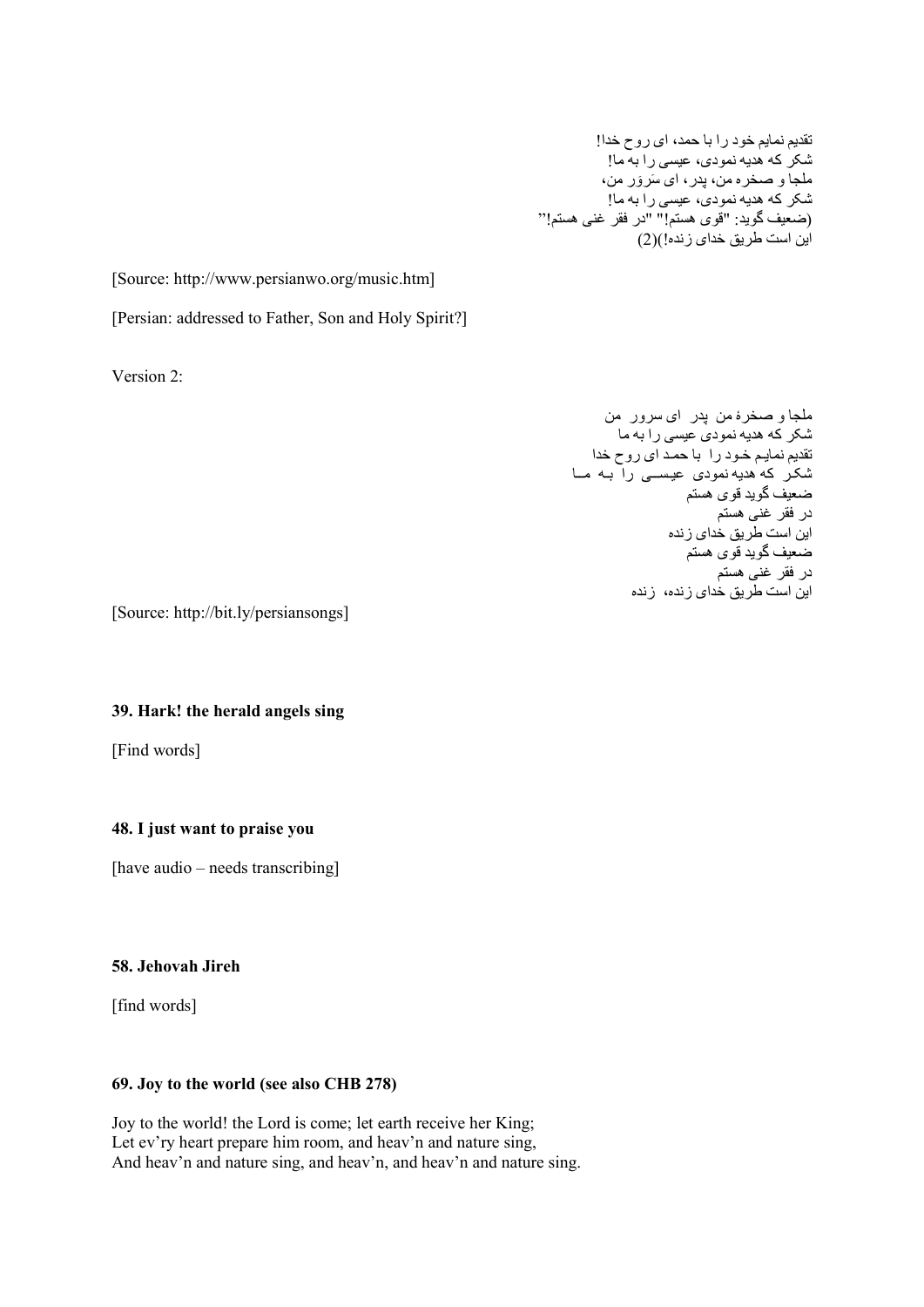تقدیم نمایم خود را با حمد، ای روح خدا!
شکر که هدیه نمودی، عیسی را به ما!
ملجا و صخره من، پدر، ای سَرَور من،
شکر که هدیه نمودی، عیسی را به ما!
(ضعیف گوید: "قوی هستم!" "در فقر غنی هستم!"
این است طریق خدای زنده!)(2)

[Source: http://www.persianwo.org/music.htm]

[Persian: addressed to Father, Son and Holy Spirit?]

Version 2:

ملجا و صخرهٔ من پدر ای سرور من
شکر که هدیه نمودی عیسی را به ما
تقدیم نمایم خود را با حمد ای روح خدا
شکر که هدیه نمودی عیسی را به ما
ضعیف گوید قوی هستم
در فقر غنی هستم
این است طریق خدای زنده
ضعیف گوید قوی هستم
در فقر غنی هستم
این است طریق خدای زنده، زنده

[Source: http://bit.ly/persiansongs]

**39. Hark! the herald angels sing**

[Find words]

**48. I just want to praise you**

[have audio – needs transcribing]

**58. Jehovah Jireh**

[find words]

**69. Joy to the world (see also CHB 278)**

Joy to the world! the Lord is come; let earth receive her King;
Let ev'ry heart prepare him room, and heav'n and nature sing,
And heav'n and nature sing, and heav'n, and heav'n and nature sing.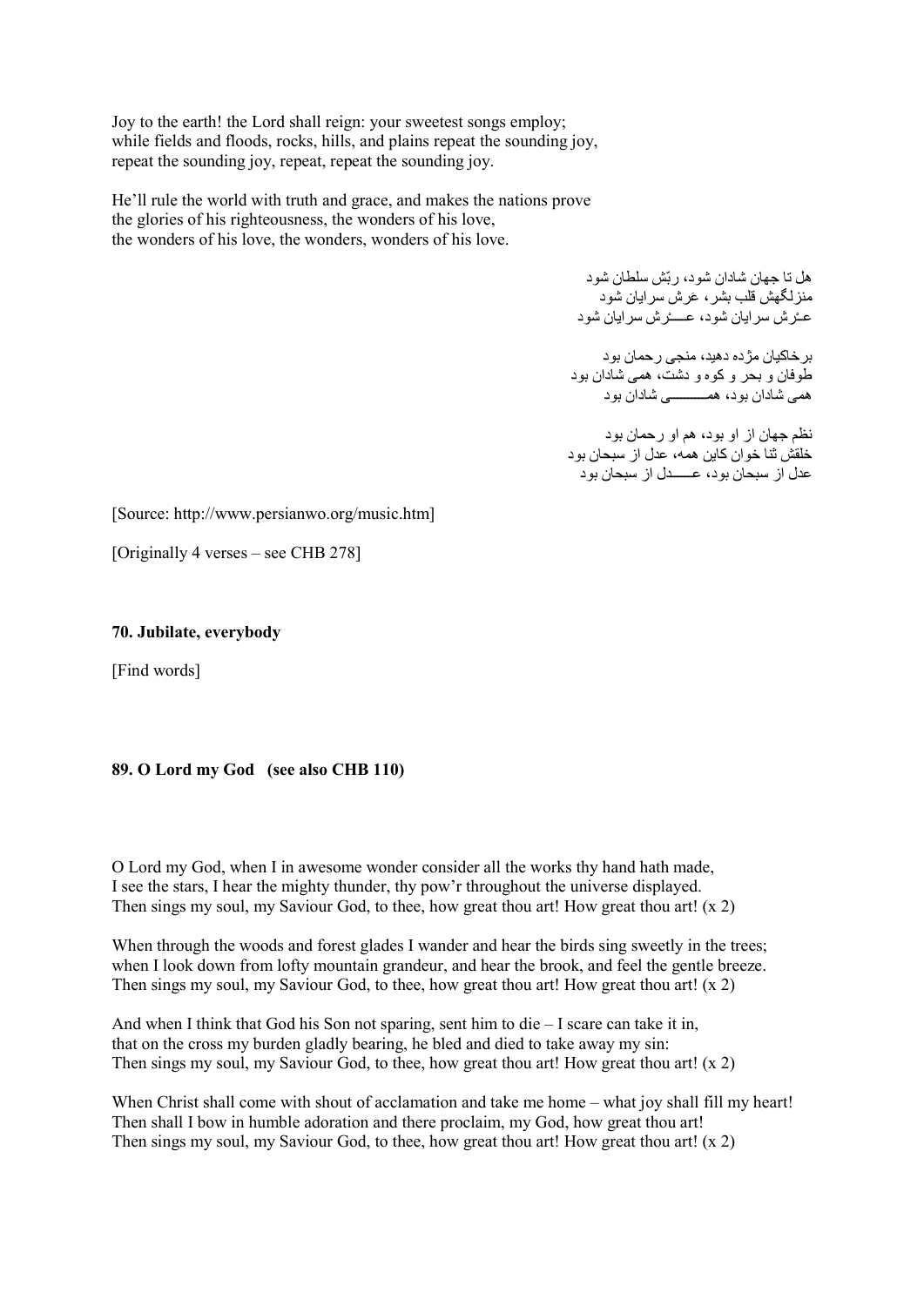Joy to the earth! the Lord shall reign: your sweetest songs employ;
while fields and floods, rocks, hills, and plains repeat the sounding joy,
repeat the sounding joy, repeat, repeat the sounding joy.

He'll rule the world with truth and grace, and makes the nations prove
the glories of his righteousness, the wonders of his love,
the wonders of his love, the wonders, wonders of his love.

هل تا جهان شادان شود، ربّش سلطان شود
منزلگهش قلب بشر، عرش سرایان شود
عـرش سرایان شود، عـــرش سرایان شود

برخاکیان مژده دهید، منجی رحمان بود
طوفان و بحر و کوه و دشت، همی شادان بود
همی شادان بود، همـــــــی شادان بود

نظم جهان از او بود، هم او رحمان بود
خلقش ثنا خوان کاین همه، عدل از سبحان بود
عدل از سبحان بود، عـــــدل از سبحان بود

[Source: http://www.persianwo.org/music.htm]

[Originally 4 verses – see CHB 278]

**70. Jubilate, everybody**

[Find words]

**89. O Lord my God (see also CHB 110)**

O Lord my God, when I in awesome wonder consider all the works thy hand hath made,
I see the stars, I hear the mighty thunder, thy pow'r throughout the universe displayed.
Then sings my soul, my Saviour God, to thee, how great thou art! How great thou art! (x 2)

When through the woods and forest glades I wander and hear the birds sing sweetly in the trees;
when I look down from lofty mountain grandeur, and hear the brook, and feel the gentle breeze.
Then sings my soul, my Saviour God, to thee, how great thou art! How great thou art! (x 2)

And when I think that God his Son not sparing, sent him to die – I scare can take it in,
that on the cross my burden gladly bearing, he bled and died to take away my sin:
Then sings my soul, my Saviour God, to thee, how great thou art! How great thou art! (x 2)

When Christ shall come with shout of acclamation and take me home – what joy shall fill my heart!
Then shall I bow in humble adoration and there proclaim, my God, how great thou art!
Then sings my soul, my Saviour God, to thee, how great thou art! How great thou art! (x 2)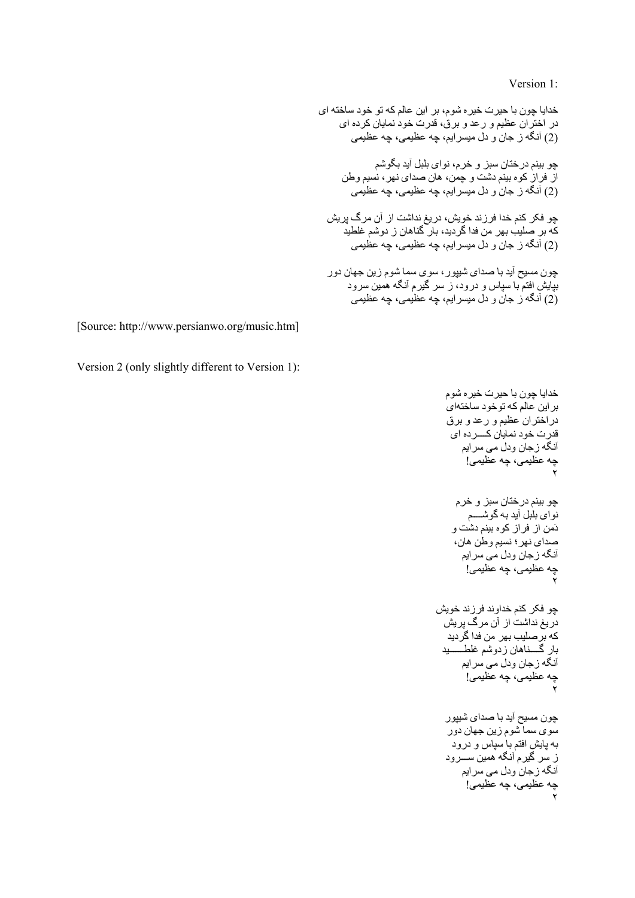Version 1:

خدایا چون با حیرت خیره شوم، بر این عالم که تو خود ساخته ای
در اختران عظیم و رعد و برق، قدرت خود نمایان کرده ای
(2) آنگه ز جان و دل میسرایم، چه عظیمی، چه عظیمی

چو بینم درختان سبز و خرم، نوای بلبل آید بگوشم
از فراز کوه بینم دشت و چمن، هان صدای نهر، نسیم وطن
(2) آنگه ز جان و دل میسرایم، چه عظیمی، چه عظیمی

چو فکر کنم خدا فرزند خویش، دریغ نداشت از آن مرگ پریش
که بر صلیب بهر من فدا گردید، بار گناهان ز دوشم غلطید
(2) آنگه ز جان و دل میسرایم، چه عظیمی، چه عظیمی

چون مسیح آید با صدای شیپور، سوی سما شوم زین جهان دور
بپایش افتم با سپاس و درود، ز سر گیرم آنگه همین سرود
(2) آنگه ز جان و دل میسرایم، چه عظیمی، چه عظیمی

[Source: http://www.persianwo.org/music.htm]

Version 2 (only slightly different to Version 1):

خدایا چون با حیرت خیره شوم
براین عالم که توخود ساخته‌ای
دراختران عظیم و رعد و برق
قدرت خود نمایان کـــرده ای
آنگه زجان ودل می سرایم
چه عظیمی، چه عظیمی!
۲

چو بینم درختان سبز و خرم
نوای بلبل آید به گوشـــم
دَمن از فراز کوه بینم دشت و
صدای نهر؛ نسیم وطن هان،
آنگه زجان ودل می سرایم
چه عظیمی، چه عظیمی!
۲

چو فکر کنم خداوند فرزند خویش
دریغ نداشت از آن مرگ پریش
که برصلیب بهر من فدا گردید
بار گـــناهان زدوشم غلطــــید
آنگه زجان ودل می سرایم
چه عظیمی، چه عظیمی!
۲

چون مسیح آید با صدای شیپور
سوی سما شوم زین جهان دور
به پایش افتم با سپاس و درود
ز سر گیرم آنگه همین ســرود
آنگه زجان ودل می سرایم
چه عظیمی، چه عظیمی!
۲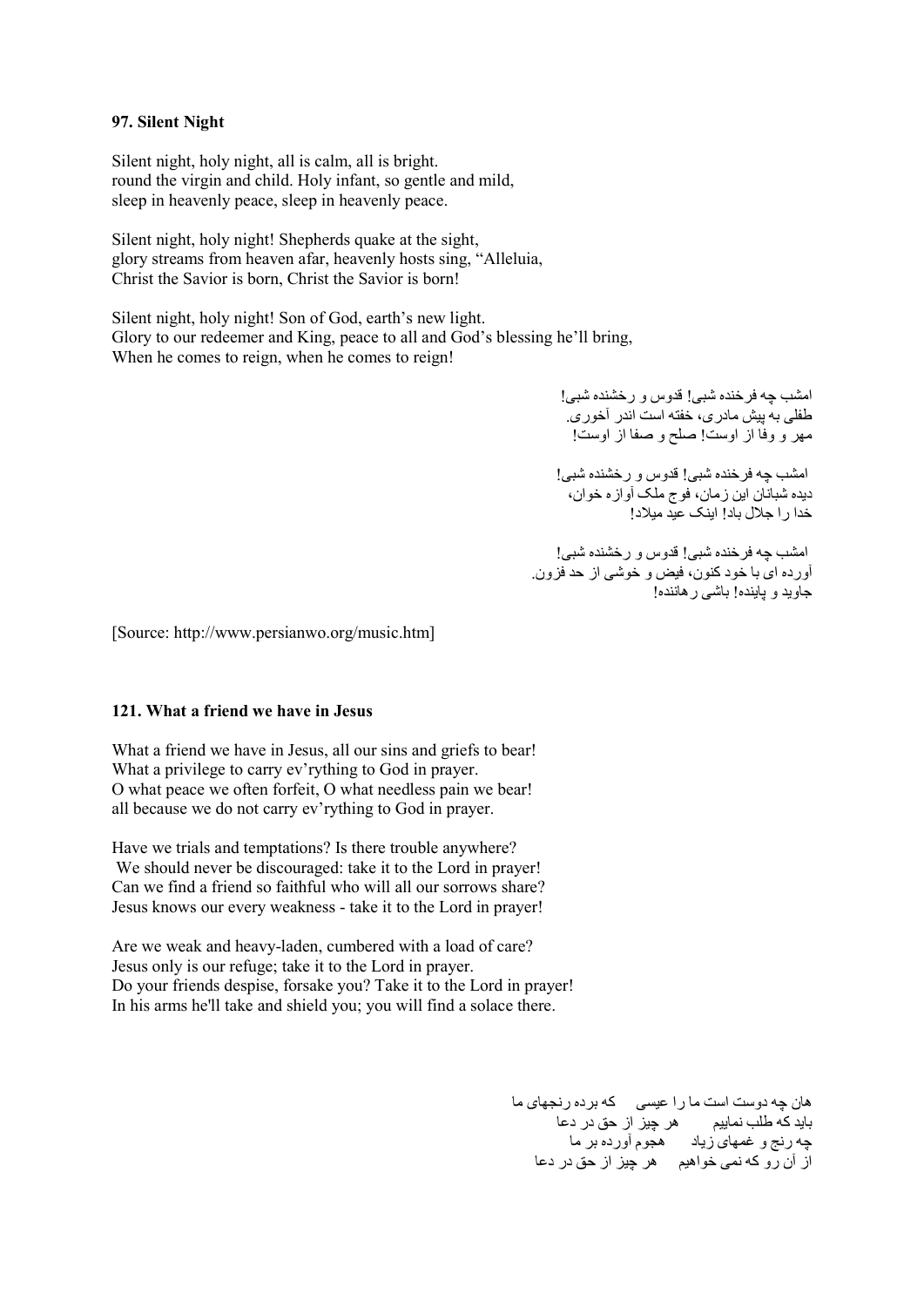**97. Silent Night**

Silent night, holy night, all is calm, all is bright.
round the virgin and child. Holy infant, so gentle and mild,
sleep in heavenly peace, sleep in heavenly peace.

Silent night, holy night! Shepherds quake at the sight,
glory streams from heaven afar, heavenly hosts sing, "Alleluia,
Christ the Savior is born, Christ the Savior is born!

Silent night, holy night! Son of God, earth's new light.
Glory to our redeemer and King, peace to all and God's blessing he'll bring,
When he comes to reign, when he comes to reign!

امشب چه فرخنده شبی! قدوس و رخشنده شبی!
طفلی به پیش مادری، خفته است اندر آخوری.
مهر و وفا از اوست! صلح و صفا از اوست!

امشب چه فرخنده شبی! قدوس و رخشنده شبی!
دیده شبانان این زمان، فوج ملک آوازه خوان،
خدا را جلال باد! اینک عید میلاد!

امشب چه فرخنده شبی! قدوس و رخشنده شبی!
آورده ای با خود کنون، فیض و خوشی از حد فزون.
جاوید و پاینده! باشی رهاننده!

[Source: http://www.persianwo.org/music.htm]

**121. What a friend we have in Jesus**

What a friend we have in Jesus, all our sins and griefs to bear!
What a privilege to carry ev'rything to God in prayer.
O what peace we often forfeit, O what needless pain we bear!
all because we do not carry ev'rything to God in prayer.

Have we trials and temptations? Is there trouble anywhere?
We should never be discouraged: take it to the Lord in prayer!
Can we find a friend so faithful who will all our sorrows share?
Jesus knows our every weakness - take it to the Lord in prayer!

Are we weak and heavy-laden, cumbered with a load of care?
Jesus only is our refuge; take it to the Lord in prayer.
Do your friends despise, forsake you? Take it to the Lord in prayer!
In his arms he'll take and shield you; you will find a solace there.

هان چه دوست است ما را عیسی     که برده رنجهای ما
باید که طلب نماییم     هر چیز از حق در دعا
چه رنج و غمهای زیاد     هجوم آورده بر ما
از آن رو که نمی خواهیم     هر چیز از حق در دعا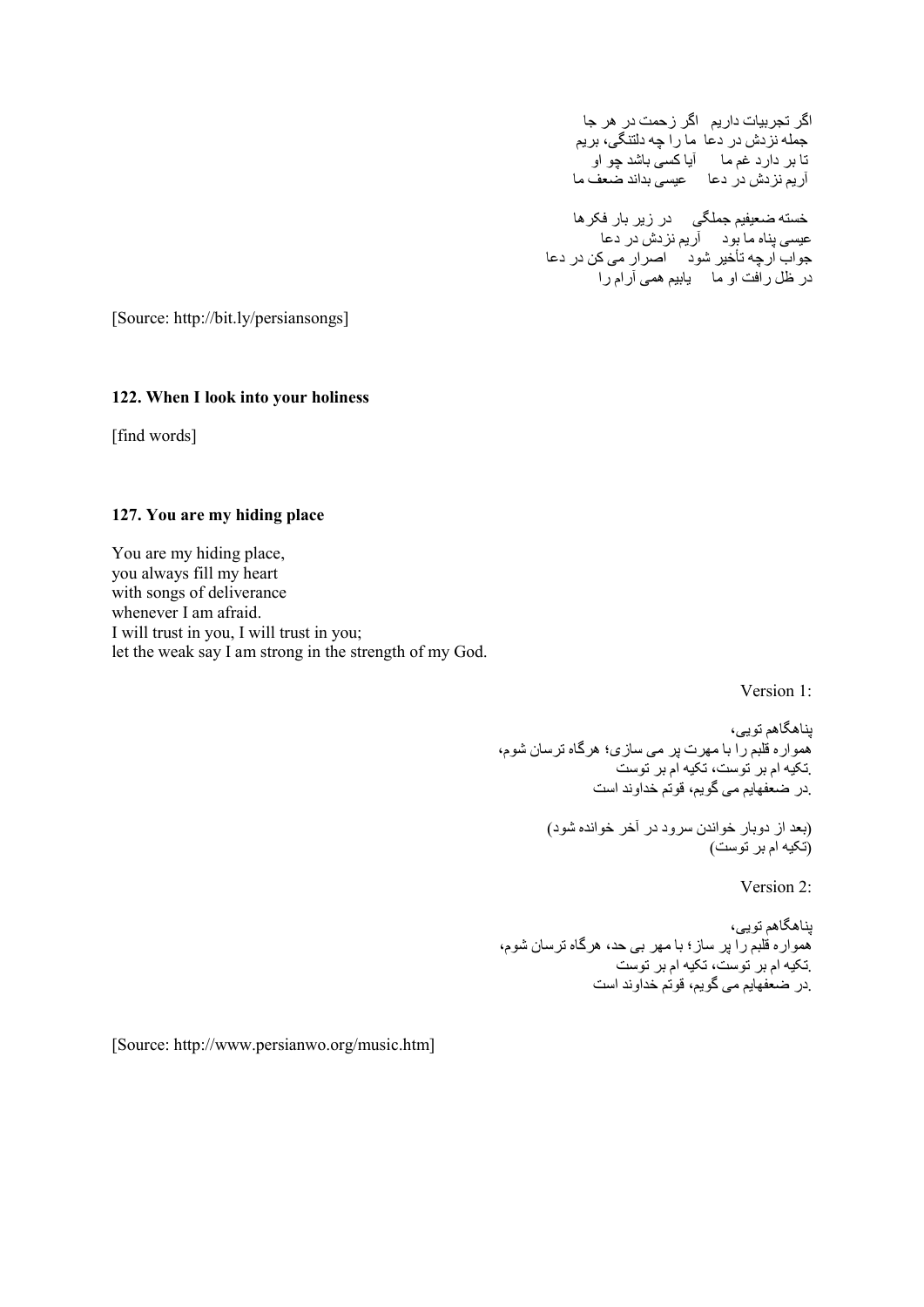اگر تجربیات داریم   اگر زحمت در هر جا
جمله نزدش در دعا   ما را چه دلتنگی، بریم
تا بر دارد غم ما   آیا کسی باشد چو او
آریم نزدش در دعا   عیسی بداند ضعف ما

خسته ضعیفیم جملگی   در زیر بار فکرها
عیسی پناه ما بود   آریم نزدش در دعا
جواب ارچه تأخیر شود   اصرار می کن در دعا
در ظل رافت او ما   یابیم همی آرام را

[Source: http://bit.ly/persiansongs]

### 122. When I look into your holiness

[find words]

### 127. You are my hiding place

You are my hiding place,
you always fill my heart
with songs of deliverance
whenever I am afraid.
I will trust in you, I will trust in you;
let the weak say I am strong in the strength of my God.

Version 1:

پناهگاهم تویی،
همواره قلبم را با مهرت پر می سازی؛ هرگاه ترسان شوم،
.تکیه ام بر توست، تکیه ام بر توست
.در ضعفهایم می گویم، قوتم خداوند است

(بعد از دوبار خواندن سرود در آخر خوانده شود)
(تکیه ام بر توست)

Version 2:

پناهگاهم تویی،
همواره قلبم را پر ساز؛ با مهر بی حد، هرگاه ترسان شوم،
.تکیه ام بر توست، تکیه ام بر توست
.در ضعفهایم می گویم، قوتم خداوند است

[Source: http://www.persianwo.org/music.htm]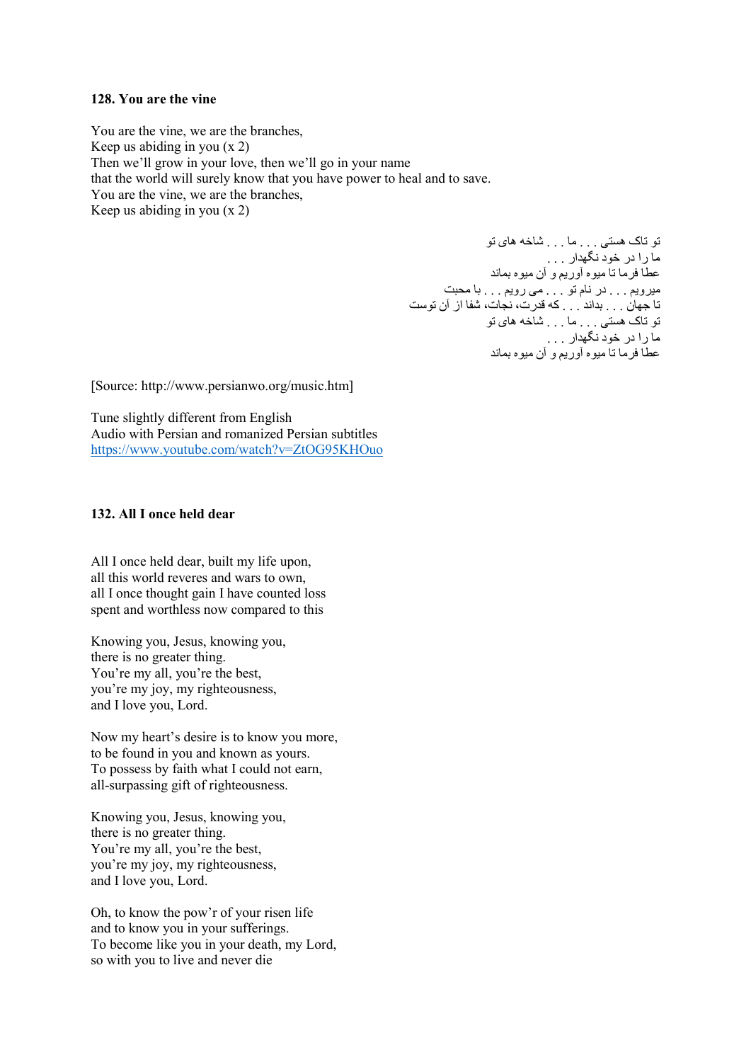**128. You are the vine**

You are the vine, we are the branches,
Keep us abiding in you (x 2)
Then we'll grow in your love, then we'll go in your name
that the world will surely know that you have power to heal and to save.
You are the vine, we are the branches,
Keep us abiding in you (x 2)

تو تاک هستی . . . ما . . . شاخه های تو
ما را در خود نگهدار . . .
عطا فرما تا میوه آوریم و آن میوه بماند
میرویم . . . در نام تو . . . می رویم . . . با محبت
تا جهان . . . بداند . . . که قدرت، نجات، شفا از آن توست
تو تاک هستی . . . ما . . . شاخه های تو
ما را در خود نگهدار . . .
عطا فرما تا میوه آوریم و آن میوه بماند

[Source: http://www.persianwo.org/music.htm]

Tune slightly different from English
Audio with Persian and romanized Persian subtitles
https://www.youtube.com/watch?v=ZtOG95KHOuo

**132. All I once held dear**

All I once held dear, built my life upon,
all this world reveres and wars to own,
all I once thought gain I have counted loss
spent and worthless now compared to this

Knowing you, Jesus, knowing you,
there is no greater thing.
You're my all, you're the best,
you're my joy, my righteousness,
and I love you, Lord.

Now my heart's desire is to know you more,
to be found in you and known as yours.
To possess by faith what I could not earn,
all-surpassing gift of righteousness.

Knowing you, Jesus, knowing you,
there is no greater thing.
You're my all, you're the best,
you're my joy, my righteousness,
and I love you, Lord.

Oh, to know the pow'r of your risen life
and to know you in your sufferings.
To become like you in your death, my Lord,
so with you to live and never die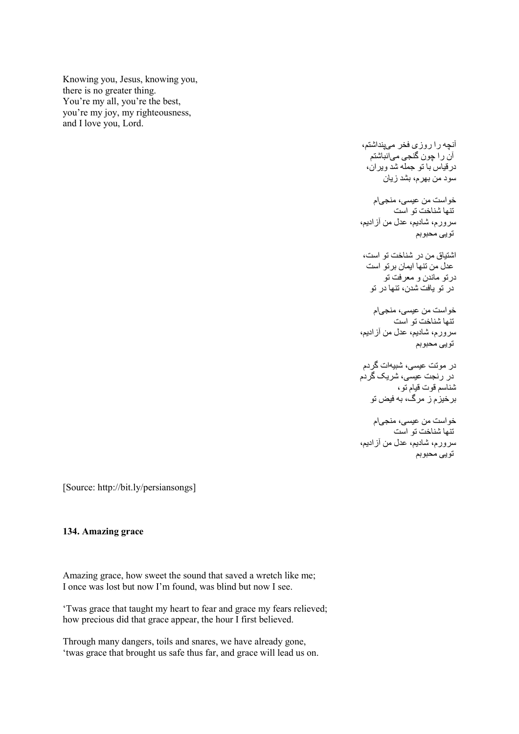Knowing you, Jesus, knowing you,
there is no greater thing.
You're my all, you're the best,
you're my joy, my righteousness,
and I love you, Lord.

آنچه را روزی فخر می‌پنداشتم،
آن را چون گنجی می‌انباشتم
درقیاس با تو جمله شد ویران،
سود من بهرم، بشد زیان

خواست من عیسی، منجی‌ام
تنها شناخت تو است
سرورم، شادیم، عدل من آزادیم،
تویی محبوبم

اشتیاق من در شناخت تو است،
عدل من تنها ایمان برتو است
درتو ماندن و معرفت تو
در تو یافت شدن، تنها در تو

خواست من عیسی، منجی‌ام
تنها شناخت تو است
سرورم، شادیم، عدل من آزادیم،
تویی محبوبم

در موتت عیسی، شبیه‌ات گردم
در رنجت عیسی، شریک گردم
شناسم قوت قیام تو،
برخیزم ز مرگ، به فیض تو

خواست من عیسی، منجی‌ام
تنها شناخت تو است
سرورم، شادیم، عدل من آزادیم،
تویی محبوبم

[Source: http://bit.ly/persiansongs]

**134. Amazing grace**

Amazing grace, how sweet the sound that saved a wretch like me;
I once was lost but now I'm found, was blind but now I see.

'Twas grace that taught my heart to fear and grace my fears relieved;
how precious did that grace appear, the hour I first believed.

Through many dangers, toils and snares, we have already gone,
'twas grace that brought us safe thus far, and grace will lead us on.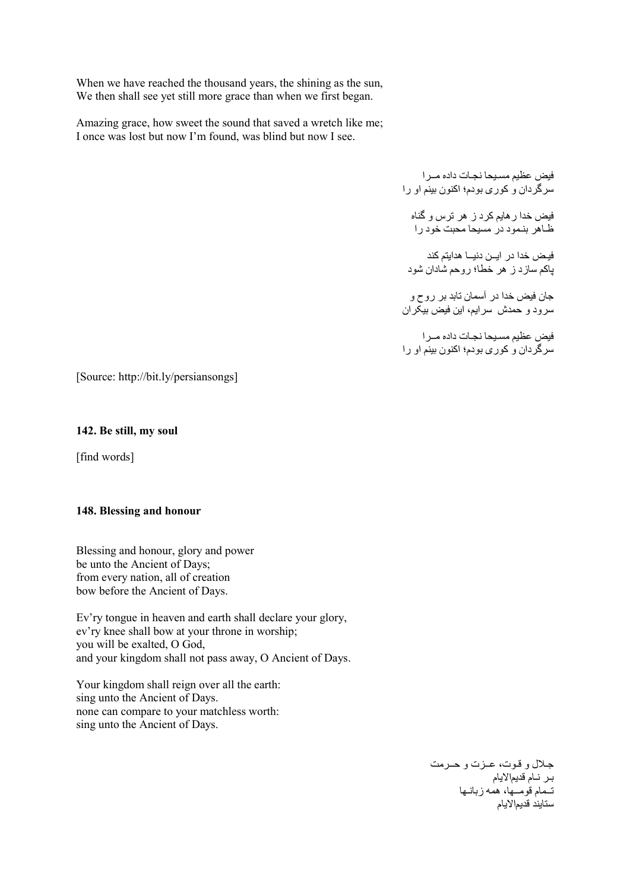When we have reached the thousand years, the shining as the sun,
We then shall see yet still more grace than when we first began.

Amazing grace, how sweet the sound that saved a wretch like me;
I once was lost but now I'm found, was blind but now I see.

فیض عظیم مسیحا نجات داده مـرا
سرگردان و کوری بودم؛ اکنون بینم او را

فیض خدا رهایم کرد ز هر ترس و گناه
ظـاهر بنمود در مسیحا محبت خود را

فیـض خدا در ایـن دنیـا هدایتم کند
پاکم سازد ز هر خطا؛ روحم شادان شود

جان فیض خدا در آسمان تابد بر روح و
سرود و حمدش سرایم، این فیض بیکران

فیض عظیم مسیحا نجات داده مـرا
سرگردان و کوری بودم؛ اکنون بینم او را

[Source: http://bit.ly/persiansongs]

**142. Be still, my soul**

[find words]

**148. Blessing and honour**

Blessing and honour, glory and power
be unto the Ancient of Days;
from every nation, all of creation
bow before the Ancient of Days.

Ev'ry tongue in heaven and earth shall declare your glory,
ev'ry knee shall bow at your throne in worship;
you will be exalted, O God,
and your kingdom shall not pass away, O Ancient of Days.

Your kingdom shall reign over all the earth:
sing unto the Ancient of Days.
none can compare to your matchless worth:
sing unto the Ancient of Days.

جـلال و قـوت، عـزت و حـرمت
بـر نـام قدیمالایام
تـمام قومـها، همه زبانـها
ستایند قدیمالایام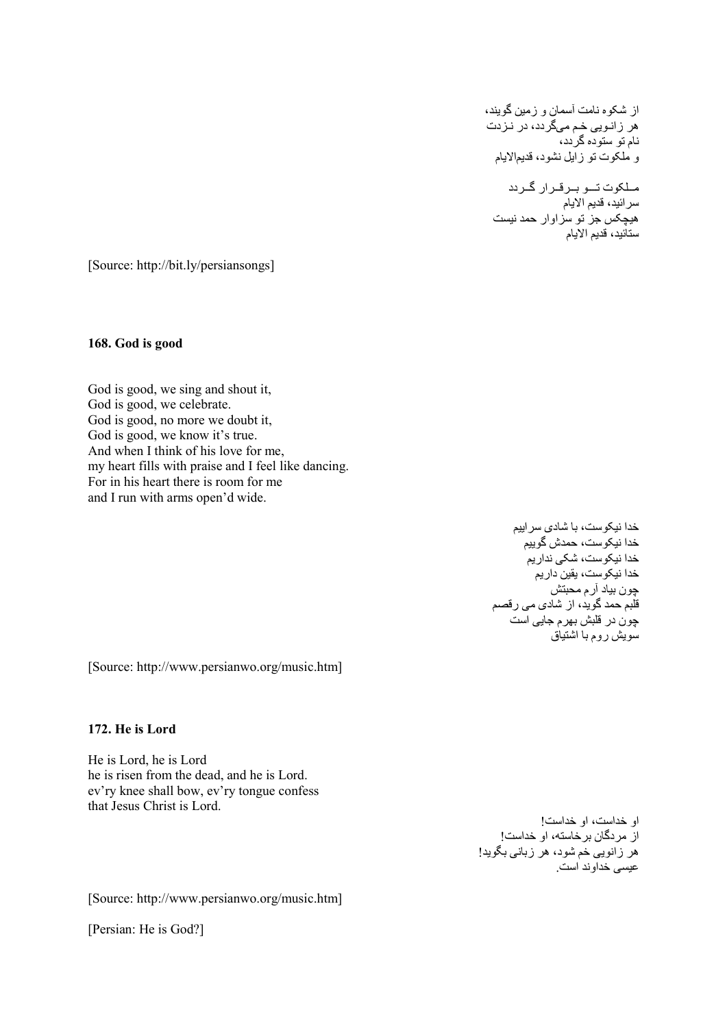از شکوه نامت آسمان و زمین گویند،
هر زانویی خم می‌گردد، در نزدت
نام تو ستوده گردد،
و ملکوت تو زایل نشود، قدیم‌الایام

ملکوت تو برقرار گردد
سرائید، قدیم الایام
هیچکس جز تو سزاوار حمد نیست
ستائید، قدیم الایام

[Source: http://bit.ly/persiansongs]

**168. God is good**

God is good, we sing and shout it,
God is good, we celebrate.
God is good, no more we doubt it,
God is good, we know it's true.
And when I think of his love for me,
my heart fills with praise and I feel like dancing.
For in his heart there is room for me
and I run with arms open'd wide.

خدا نیکوست، با شادی سراییم
خدا نیکوست، حمدش گوییم
خدا نیکوست، شکی نداریم
خدا نیکوست، یقین داریم
چون بیاد آرم محبتش
قلبم حمد گوید، از شادی می رقصم
چون در قلبش بهرم جایی است
سویش روم با اشتیاق

[Source: http://www.persianwo.org/music.htm]

**172. He is Lord**

He is Lord, he is Lord
he is risen from the dead, and he is Lord.
ev'ry knee shall bow, ev'ry tongue confess
that Jesus Christ is Lord.

او خداست، او خداست!
از مردگان برخاسته، او خداست!
هر زانویی خم شود، هر زبانی بگوید!
عیسی خداوند است.

[Source: http://www.persianwo.org/music.htm]

[Persian: He is God?]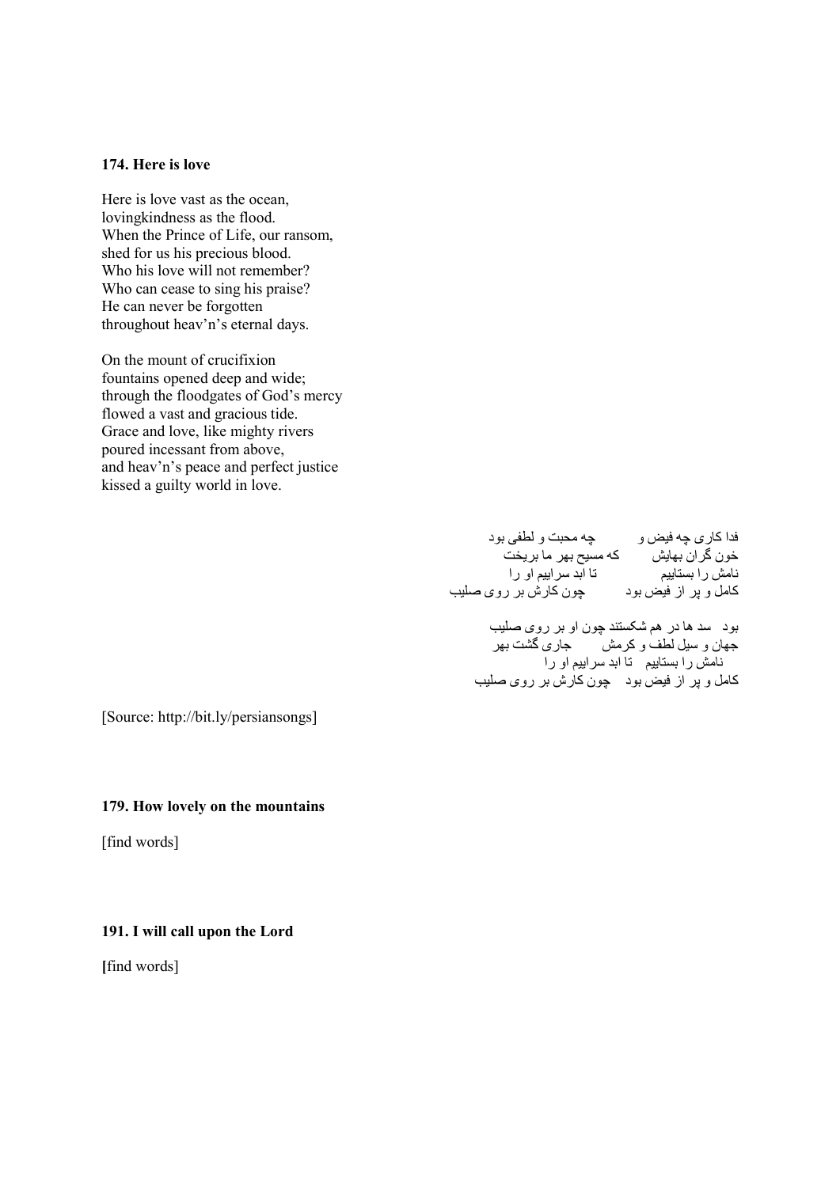### 174. Here is love

Here is love vast as the ocean,
lovingkindness as the flood.
When the Prince of Life, our ransom,
shed for us his precious blood.
Who his love will not remember?
Who can cease to sing his praise?
He can never be forgotten
throughout heav'n's eternal days.

On the mount of crucifixion
fountains opened deep and wide;
through the floodgates of God's mercy
flowed a vast and gracious tide.
Grace and love, like mighty rivers
poured incessant from above,
and heav'n's peace and perfect justice
kissed a guilty world in love.

فدا کاری چه فیض و چه محبت و لطفی بود
خون گران بهایش که مسیح بهر ما بریخت
نامش را بستاییم تا ابد سراییم او را
کامل و پر از فیض بود چون کارش بر روی صلیب

بود سد ها در هم شکستند چون او بر روی صلیب
جهان و سیل لطف و کرمش جاری گشت بهر
نامش را بستاییم تا ابد سراییم او را
کامل و پر از فیض بود چون کارش بر روی صلیب

[Source: http://bit.ly/persiansongs]

### 179. How lovely on the mountains

[find words]

### 191. I will call upon the Lord

[find words]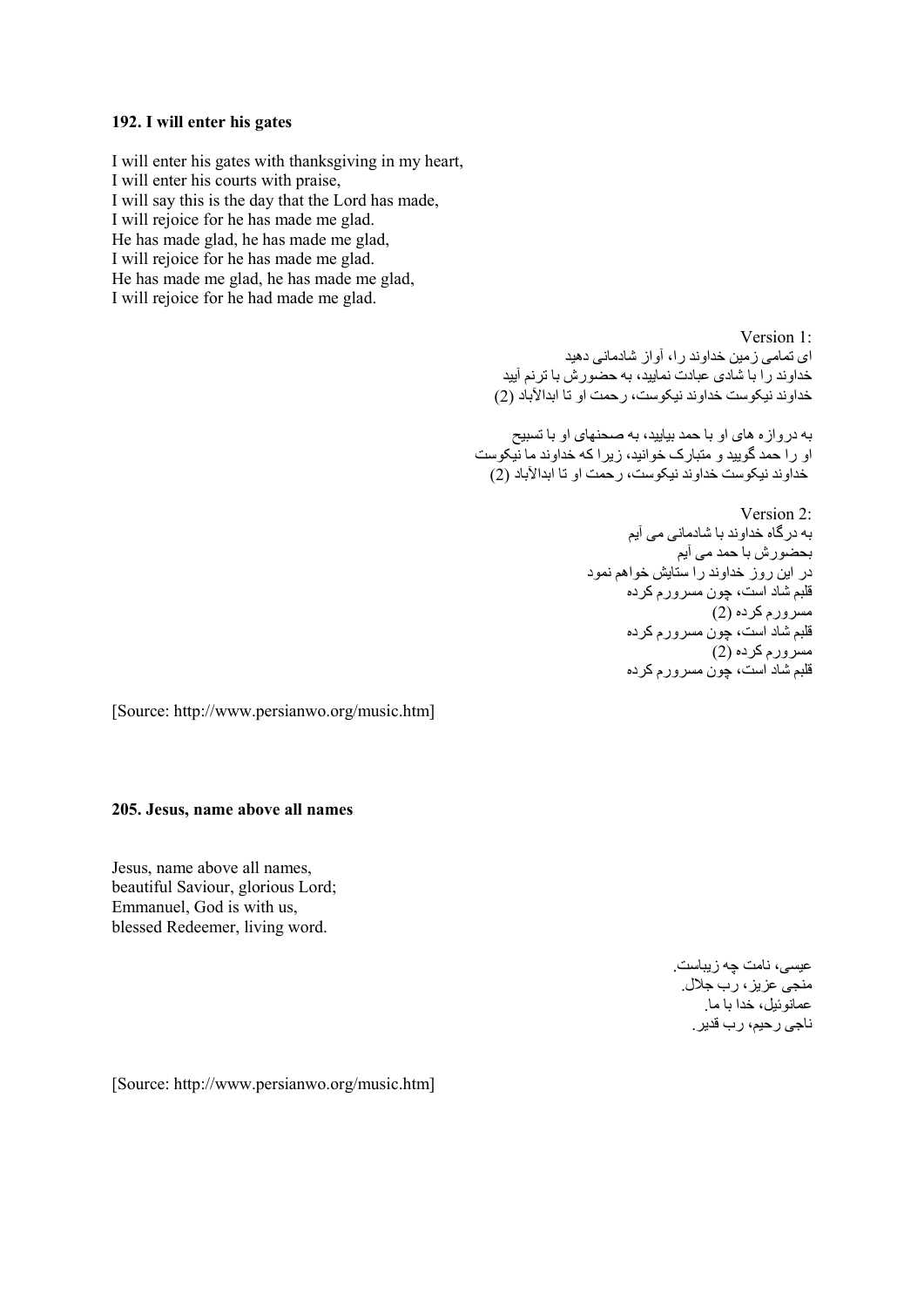**192. I will enter his gates**

I will enter his gates with thanksgiving in my heart,
I will enter his courts with praise,
I will say this is the day that the Lord has made,
I will rejoice for he has made me glad.
He has made glad, he has made me glad,
I will rejoice for he has made me glad.
He has made me glad, he has made me glad,
I will rejoice for he had made me glad.

Version 1:
ای تمامی زمین خداوند را، آواز شادمانی دهید
خداوند را با شادی عبادت نمایید، به حضورش با ترنم آیید
خداوند نیکوست خداوند نیکوست، رحمت او تا ابدالآباد (2)

به دروازه های او با حمد بیایید، به صحنهای او با تسبیح
او را حمد گویید و متبارک خوانید، زیرا که خداوند ما نیکوست
خداوند نیکوست خداوند نیکوست، رحمت او تا ابدالآباد (2)

Version 2:
به درگاه خداوند با شادمانی می آیم
بحضورش با حمد می آیم
در این روز خداوند را ستایش خواهم نمود
قلبم شاد است، چون مسرورم کرده
مسرورم کرده (2)
قلبم شاد است، چون مسرورم کرده
مسرورم کرده (2)
قلبم شاد است، چون مسرورم کرده

[Source: http://www.persianwo.org/music.htm]

**205. Jesus, name above all names**

Jesus, name above all names,
beautiful Saviour, glorious Lord;
Emmanuel, God is with us,
blessed Redeemer, living word.

عیسی، نامت چه زیباست.
منجی عزیز، رب جلال.
عمانوئیل، خدا با ما.
ناجی رحیم، رب قدیر.

[Source: http://www.persianwo.org/music.htm]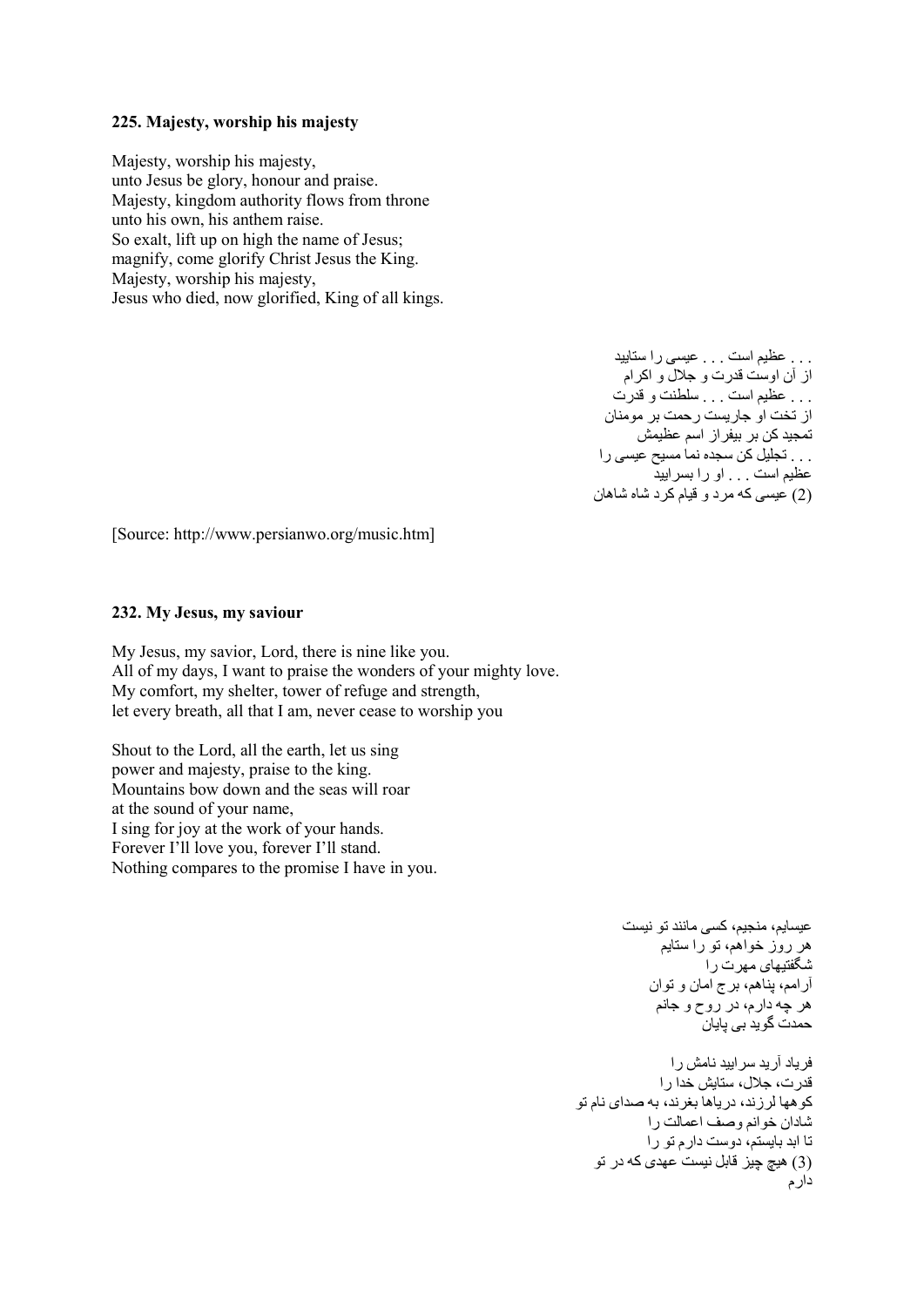**225. Majesty, worship his majesty**

Majesty, worship his majesty,
unto Jesus be glory, honour and praise.
Majesty, kingdom authority flows from throne
unto his own, his anthem raise.
So exalt, lift up on high the name of Jesus;
magnify, come glorify Christ Jesus the King.
Majesty, worship his majesty,
Jesus who died, now glorified, King of all kings.

. . . عظیم است . . . عیسی را ستایید
از آن اوست قدرت و جلال و اکرام
. . . عظیم است . . . سلطنت و قدرت
از تخت او جاریست رحمت بر مومنان
تمجید کن بر بیفراز اسم عظیمش
. . . تجلیل کن سجده نما مسیح عیسی را
عظیم است . . . او را بسرایید
(2) عیسی که مرد و قیام کرد شاه شاهان

[Source: http://www.persianwo.org/music.htm]

**232. My Jesus, my saviour**

My Jesus, my savior, Lord, there is nine like you.
All of my days, I want to praise the wonders of your mighty love.
My comfort, my shelter, tower of refuge and strength,
let every breath, all that I am, never cease to worship you

Shout to the Lord, all the earth, let us sing
power and majesty, praise to the king.
Mountains bow down and the seas will roar
at the sound of your name,
I sing for joy at the work of your hands.
Forever I'll love you, forever I'll stand.
Nothing compares to the promise I have in you.

عیسایم، منجیم، کسی مانند تو نیست
هر روز خواهم، تو را ستایم
شگفتیهای مهرت را
آرامم، پناهم، برج امان و توان
هر چه دارم، در روح و جانم
حمدت گوید بی پایان

فریاد آرید سرایید نامش را
قدرت، جلال، ستایش خدا را
کوهها لرزند، دریاها بغرند، به صدای نام تو
شادان خوانم وصف اعمالت را
تا ابد بایستم، دوست دارم تو را
(3) هیچ چیز قابل نیست عهدی که در تو دارم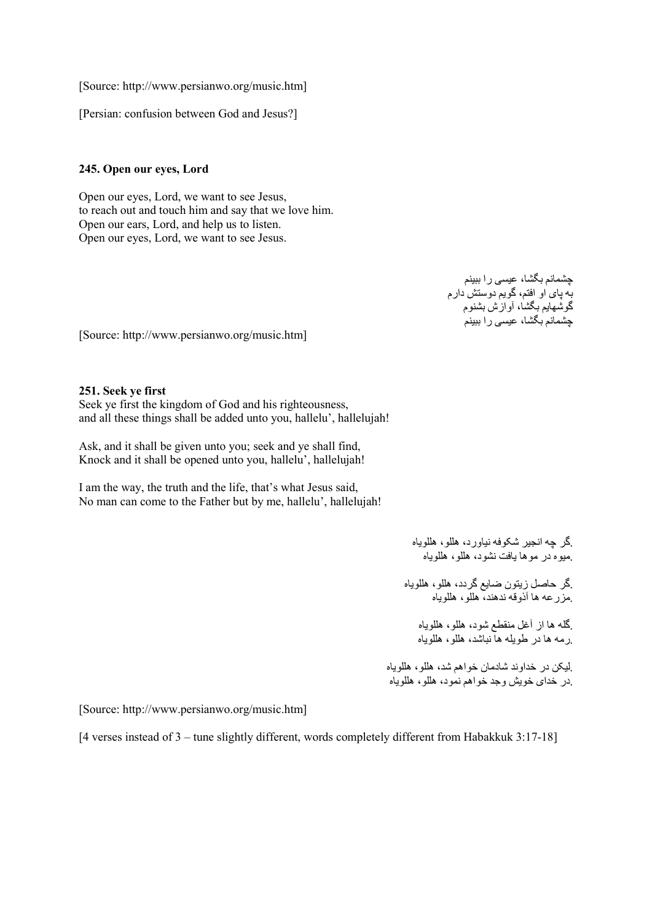[Source: http://www.persianwo.org/music.htm]

[Persian: confusion between God and Jesus?]

**245. Open our eyes, Lord**

Open our eyes, Lord, we want to see Jesus,  
to reach out and touch him and say that we love him.  
Open our ears, Lord, and help us to listen.  
Open our eyes, Lord, we want to see Jesus.

چشمانم بگشا، عیسی را ببینم  
به پای او افتم، گویم دوستش دارم  
گوشهایم بگشا، آوازش بشنوم  
چشمانم بگشا، عیسی را ببینم

[Source: http://www.persianwo.org/music.htm]

**251. Seek ye first**

Seek ye first the kingdom of God and his righteousness,  
and all these things shall be added unto you, hallelu', hallelujah!

Ask, and it shall be given unto you; seek and ye shall find,  
Knock and it shall be opened unto you, hallelu', hallelujah!

I am the way, the truth and the life, that's what Jesus said,  
No man can come to the Father but by me, hallelu', hallelujah!

.گر چه انجیر شکوفه نیاورد، هللو، هللویاه  
.میوه در موها یافت نشود، هللو، هللویاه

.گر حاصل زیتون ضایع گردد، هللو، هللویاه  
.مزرعه ها آذوقه ندهند، هللو، هللویاه

.گله ها از آغل منقطع شود، هللو، هللویاه  
.رمه ها در طویله ها نباشد، هللو، هللویاه

.لیکن در خداوند شادمان خواهم شد، هللو، هللویاه  
.در خدای خویش وجد خواهم نمود، هللو، هللویاه

[Source: http://www.persianwo.org/music.htm]

[4 verses instead of 3 – tune slightly different, words completely different from Habakkuk 3:17-18]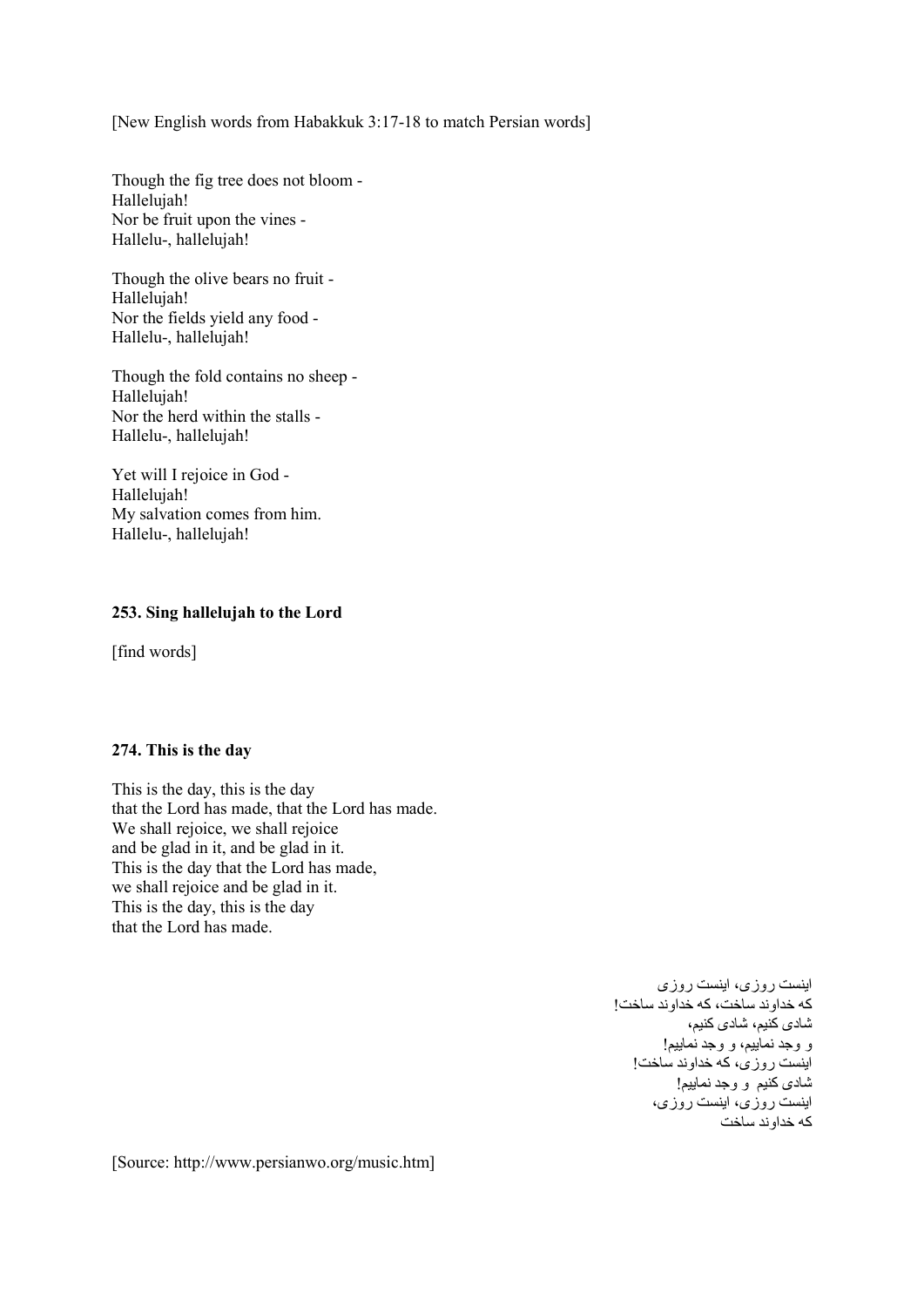[New English words from Habakkuk 3:17-18 to match Persian words]

Though the fig tree does not bloom -
Hallelujah!
Nor be fruit upon the vines -
Hallelu-, hallelujah!

Though the olive bears no fruit -
Hallelujah!
Nor the fields yield any food -
Hallelu-, hallelujah!

Though the fold contains no sheep -
Hallelujah!
Nor the herd within the stalls -
Hallelu-, hallelujah!

Yet will I rejoice in God -
Hallelujah!
My salvation comes from him.
Hallelu-, hallelujah!

**253. Sing hallelujah to the Lord**

[find words]

**274. This is the day**

This is the day, this is the day
that the Lord has made, that the Lord has made.
We shall rejoice, we shall rejoice
and be glad in it, and be glad in it.
This is the day that the Lord has made,
we shall rejoice and be glad in it.
This is the day, this is the day
that the Lord has made.

اینست روزی، اینست روزی
که خداوند ساخت، که خداوند ساخت!
شادی کنیم، شادی کنیم،
و وجد نماییم، و وجد نماییم!
اینست روزی، که خداوند ساخت!
شادی کنیم و وجد نماییم!
اینست روزی، اینست روزی،
که خداوند ساخت

[Source: http://www.persianwo.org/music.htm]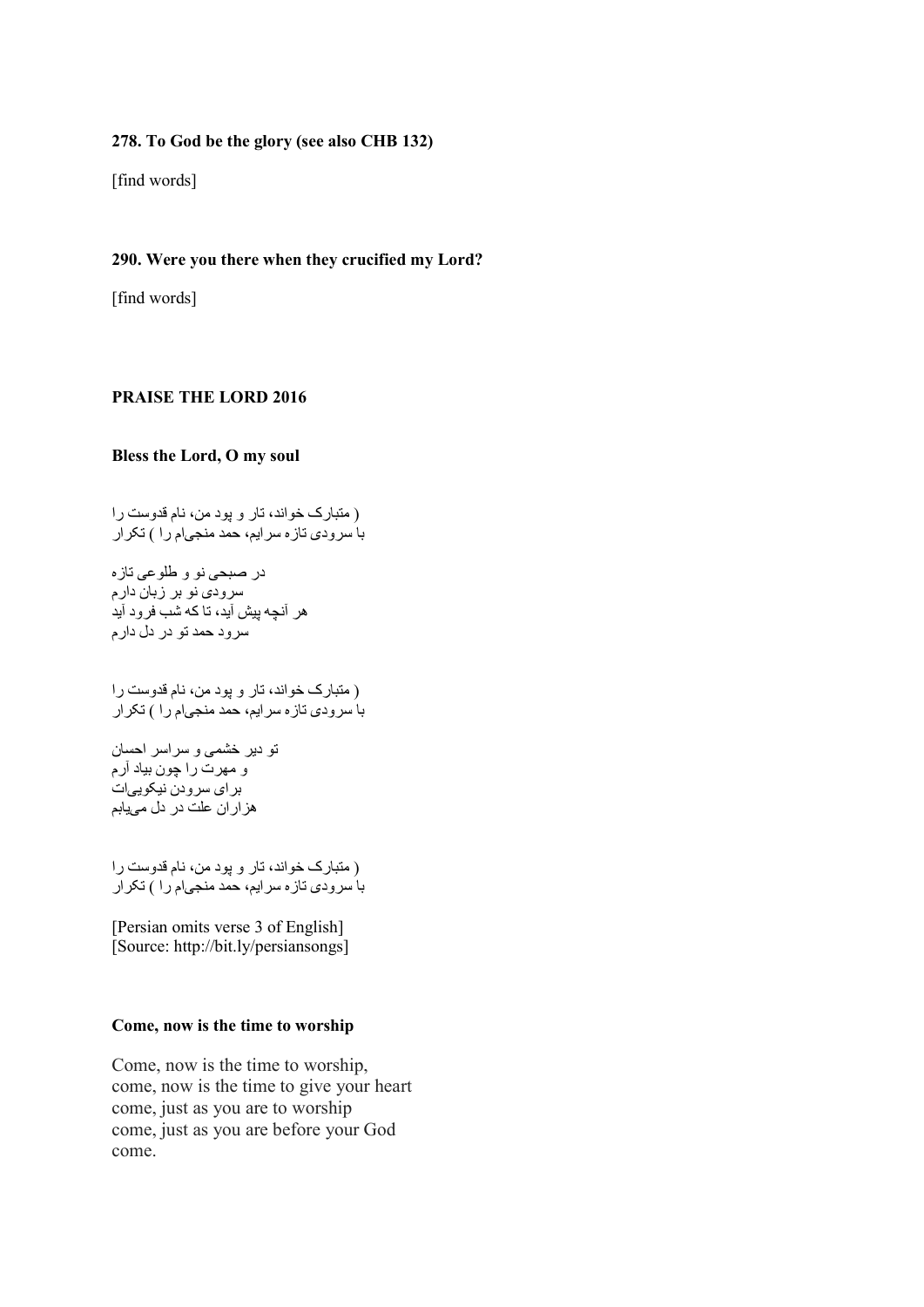**278. To God be the glory (see also CHB 132)**

[find words]

**290. Were you there when they crucified my Lord?**

[find words]

**PRAISE THE LORD 2016**

**Bless the Lord, O my soul**

( متبارک خواند، تار و پود من، نام قدوست را
با سرودی تازه سرایم، حمد منجی‌ام را ) تکرار

در صبحی نو و طلوعی تازه
سرودی نو بر زبان دارم
هر آنچه پیش آید، تا که شب فرود آید
سرود حمد تو در دل دارم

( متبارک خواند، تار و پود من، نام قدوست را
با سرودی تازه سرایم، حمد منجی‌ام را ) تکرار

تو دیر خشمی و سراسر احسان
و مهرت را چون بیاد آرم
برای سرودن نیکویی‌ات
هزاران علت در دل می‌یابم

( متبارک خواند، تار و پود من، نام قدوست را
با سرودی تازه سرایم، حمد منجی‌ام را ) تکرار

[Persian omits verse 3 of English]
[Source: http://bit.ly/persiansongs]

**Come, now is the time to worship**

Come, now is the time to worship,
come, now is the time to give your heart
come, just as you are to worship
come, just as you are before your God
come.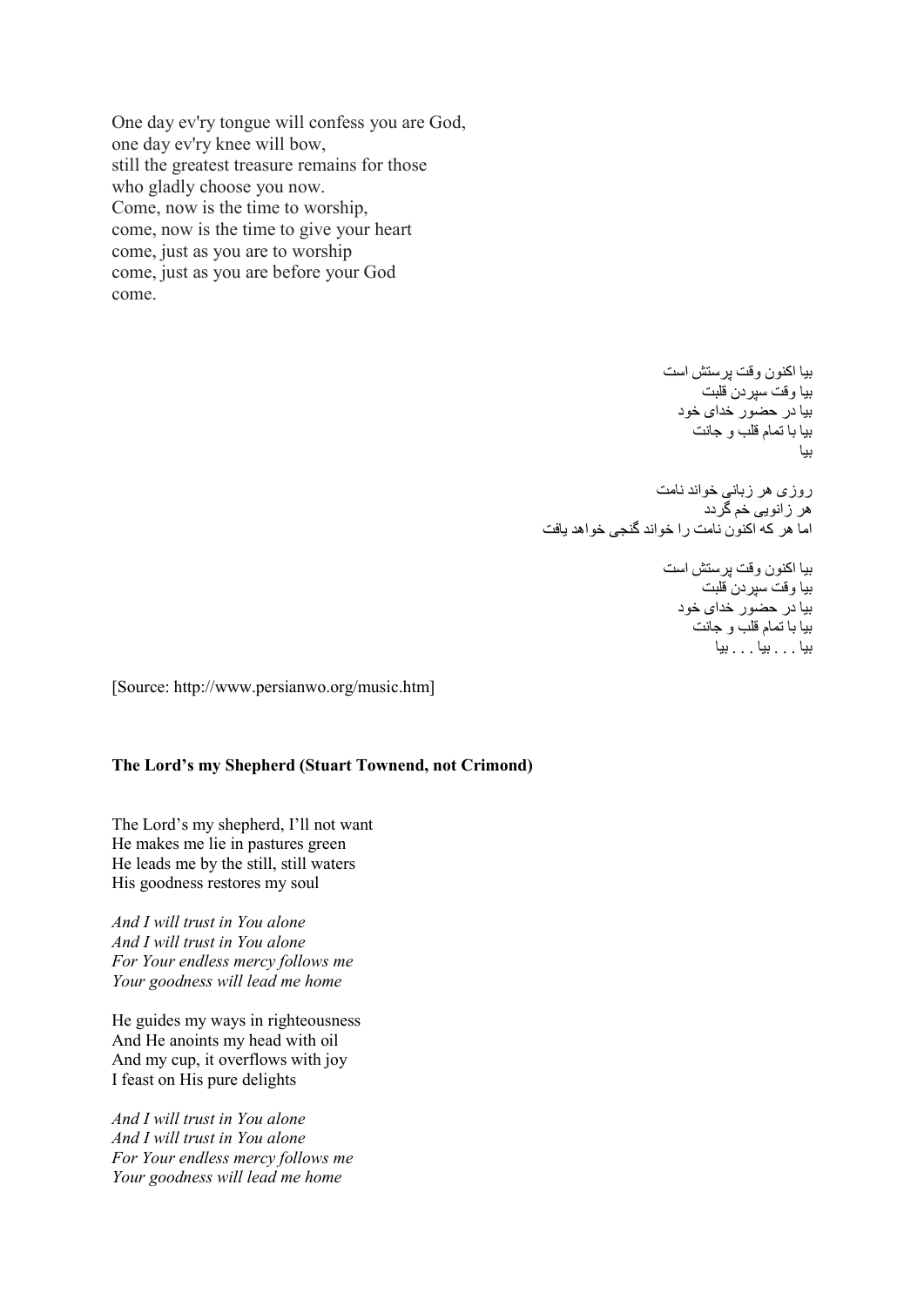One day ev'ry tongue will confess you are God,
one day ev'ry knee will bow,
still the greatest treasure remains for those
who gladly choose you now.
Come, now is the time to worship,
come, now is the time to give your heart
come, just as you are to worship
come, just as you are before your God
come.

بیا اکنون وقت پرستش است
بیا وقت سپردن قلبت
بیا در حضور خدای خود
بیا با تمام قلب و جانت
بیا

روزی هر زبانی خواند نامت
هر زانویی خم گردد
اما هر که اکنون نامت را خواند گنجی خواهد یافت

بیا اکنون وقت پرستش است
بیا وقت سپردن قلبت
بیا در حضور خدای خود
بیا با تمام قلب و جانت
بیا . . . بیا . . . بیا

[Source: http://www.persianwo.org/music.htm]

**The Lord's my Shepherd (Stuart Townend, not Crimond)**

The Lord's my shepherd, I'll not want
He makes me lie in pastures green
He leads me by the still, still waters
His goodness restores my soul

*And I will trust in You alone*
*And I will trust in You alone*
*For Your endless mercy follows me*
*Your goodness will lead me home*

He guides my ways in righteousness
And He anoints my head with oil
And my cup, it overflows with joy
I feast on His pure delights

*And I will trust in You alone*
*And I will trust in You alone*
*For Your endless mercy follows me*
*Your goodness will lead me home*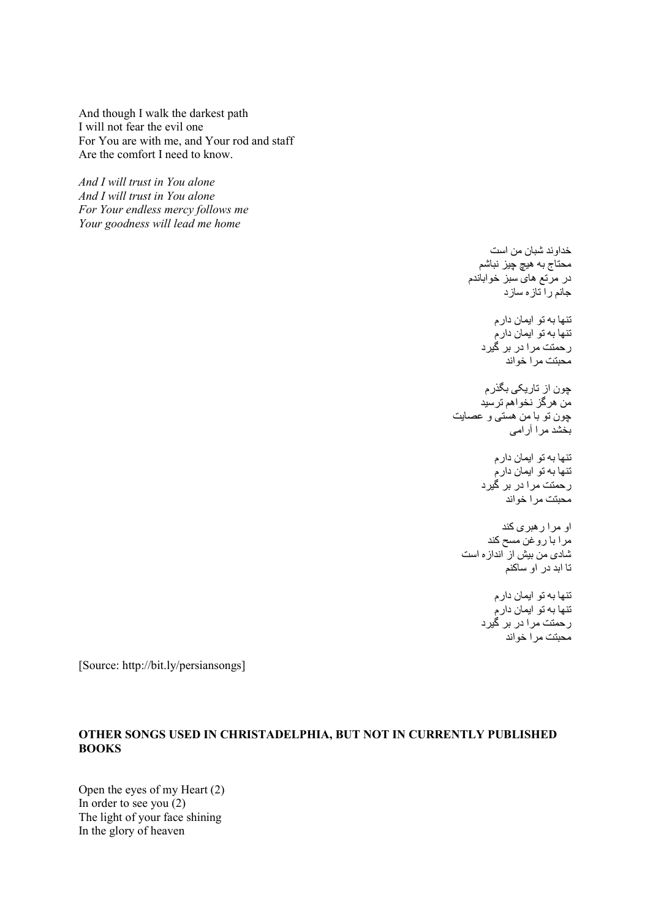And though I walk the darkest path
I will not fear the evil one
For You are with me, and Your rod and staff
Are the comfort I need to know.

*And I will trust in You alone*
*And I will trust in You alone*
*For Your endless mercy follows me*
*Your goodness will lead me home*

خداوند شبان من است
محتاج به هیچ چیز نباشم
در مرتع های سبز خواباندم
جانم را تازه سازد

تنها به تو ایمان دارم
تنها به تو ایمان دارم
رحمتت مرا در بر گیرد
محبتت مرا خواند

چون از تاریکی بگذرم
من هرگز نخواهم ترسید
چون تو با من هستی و عصایت
بخشد مرا آرامی

تنها به تو ایمان دارم
تنها به تو ایمان دارم
رحمتت مرا در بر گیرد
محبتت مرا خواند

او مرا رهبری کند
مرا با روغن مسح کند
شادی من بیش از اندازه است
تا ابد در او ساکنم

تنها به تو ایمان دارم
تنها به تو ایمان دارم
رحمتت مرا در بر گیرد
محبتت مرا خواند

[Source: http://bit.ly/persiansongs]

## OTHER SONGS USED IN CHRISTADELPHIA, BUT NOT IN CURRENTLY PUBLISHED BOOKS

Open the eyes of my Heart (2)
In order to see you (2)
The light of your face shining
In the glory of heaven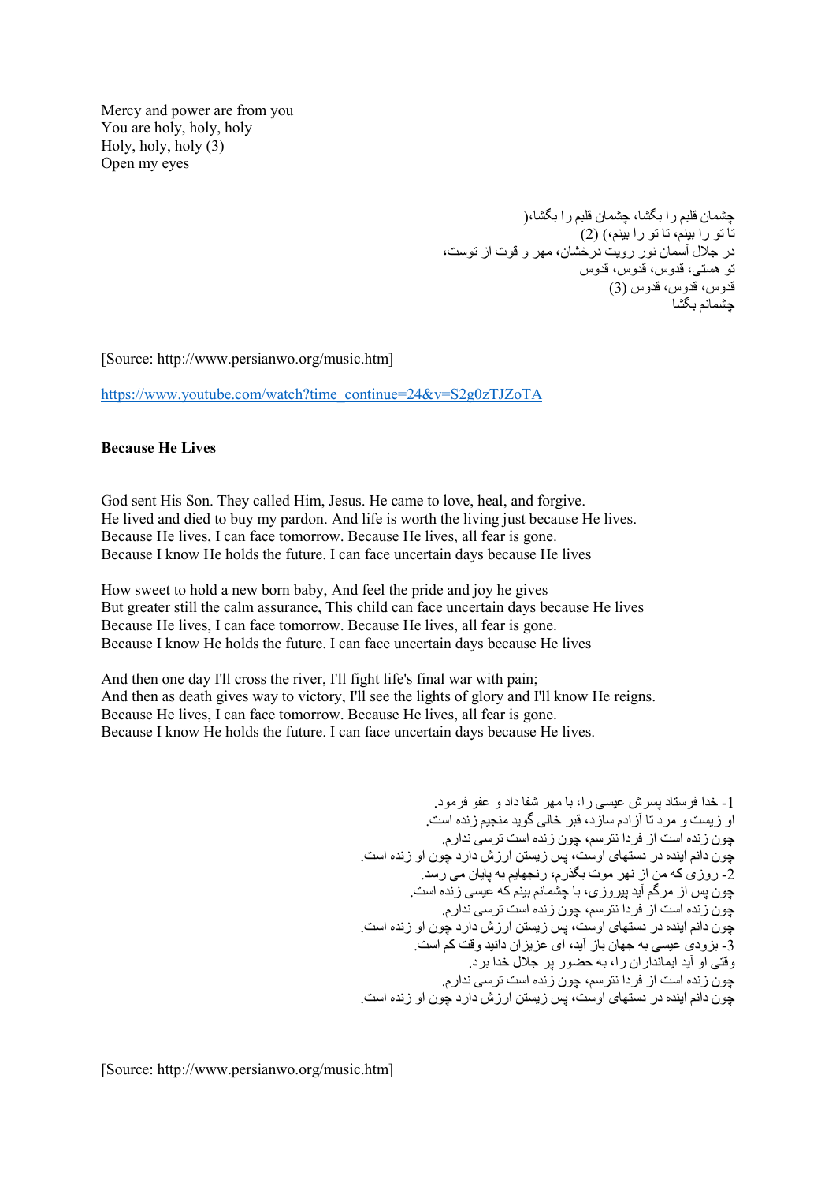Mercy and power are from you
You are holy, holy, holy
Holy, holy, holy (3)
Open my eyes

چشمان قلبم را بگشا، چشمان قلبم را بگشا،(
تا تو را بینم، تا تو را بینم) (2)
در جلال آسمان نور رویت درخشان، مهر و قوت از توست،
تو هستی، قدوس، قدوس، قدوس
قدوس، قدوس، قدوس (3)
چشمانم بگشا

[Source: http://www.persianwo.org/music.htm]

https://www.youtube.com/watch?time_continue=24&v=S2g0zTJZoTA

**Because He Lives**

God sent His Son. They called Him, Jesus. He came to love, heal, and forgive.
He lived and died to buy my pardon. And life is worth the living just because He lives.
Because He lives, I can face tomorrow. Because He lives, all fear is gone.
Because I know He holds the future. I can face uncertain days because He lives

How sweet to hold a new born baby, And feel the pride and joy he gives
But greater still the calm assurance, This child can face uncertain days because He lives
Because He lives, I can face tomorrow. Because He lives, all fear is gone.
Because I know He holds the future. I can face uncertain days because He lives

And then one day I'll cross the river, I'll fight life's final war with pain;
And then as death gives way to victory, I'll see the lights of glory and I'll know He reigns.
Because He lives, I can face tomorrow. Because He lives, all fear is gone.
Because I know He holds the future. I can face uncertain days because He lives.

1- خدا فرستاد پسرش عیسی را، با مهر شفا داد و عفو فرمود.
او زیست و مرد تا آزادم سازد، قبر خالی گوید منجیم زنده است.
چون زنده است از فردا نترسم، چون زنده است ترسی ندارم.
چون دانم آینده در دستهای اوست، پس زیستن ارزش دارد چون او زنده است.
2- روزی که من از نهر موت بگذرم، رنجهایم به پایان می رسد.
چون پس از مرگم آید پیروزی، با چشمانم بینم که عیسی زنده است.
چون زنده است از فردا نترسم، چون زنده است ترسی ندارم.
چون دانم آینده در دستهای اوست، پس زیستن ارزش دارد چون او زنده است.
3- بزودی عیسی به جهان باز آید، ای عزیزان دانید وقت کم است.
وقتی او آید ایمانداران را، به حضور پر جلال خدا برد.
چون زنده است از فردا نترسم، چون زنده است ترسی ندارم.
چون دانم آینده در دستهای اوست، پس زیستن ارزش دارد چون او زنده است.

[Source: http://www.persianwo.org/music.htm]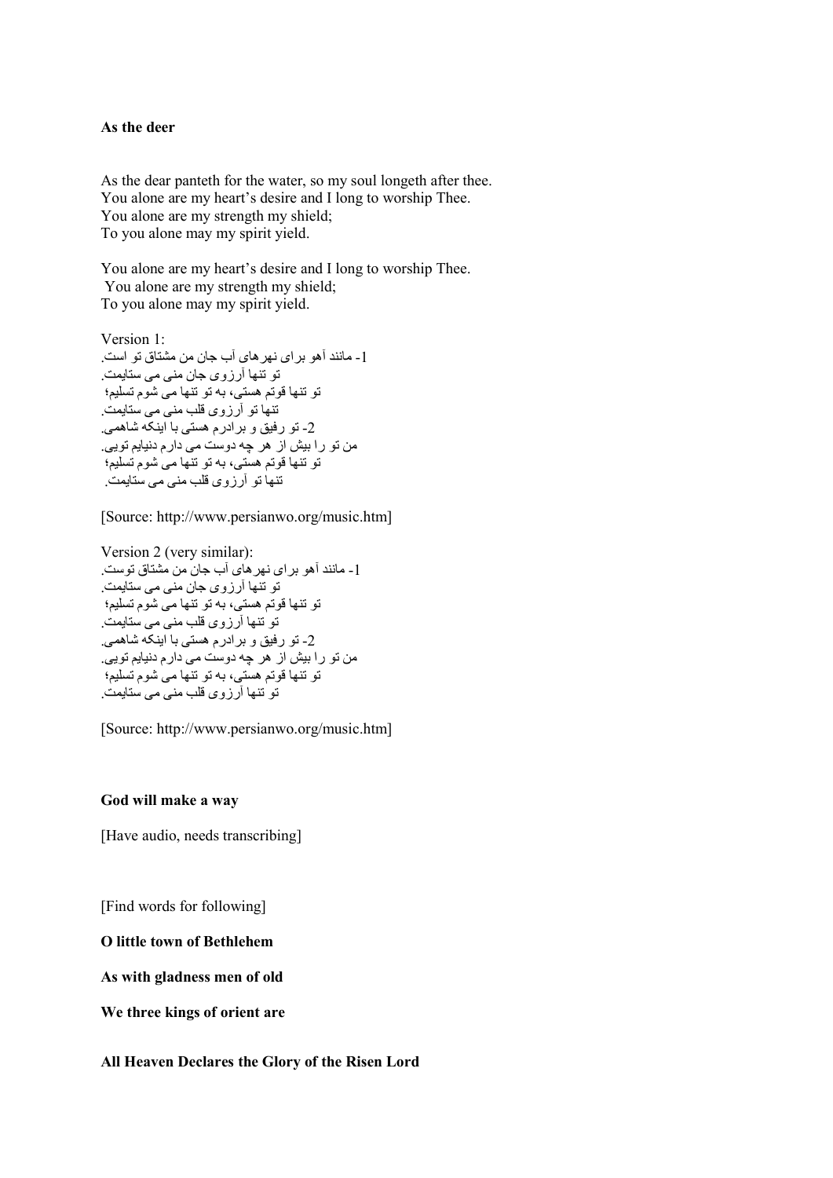**As the deer**

As the dear panteth for the water, so my soul longeth after thee.
You alone are my heart's desire and I long to worship Thee.
You alone are my strength my shield;
To you alone may my spirit yield.

You alone are my heart's desire and I long to worship Thee.
You alone are my strength my shield;
To you alone may my spirit yield.

Version 1:
1- مانند آهو برای نهرهای آب جان من مشتاق تو است.
تو تنها آرزوی جان منی می ستایمت.
تو تنها قوتم هستی، به تو تنها می شوم تسلیم؛
تنها تو آرزوی قلب منی می ستایمت.
2- تو رفیق و برادرم هستی با اینکه شاهمی.
من تو را بیش از هر چه دوست می دارم دنیایم تویی.
تو تنها قوتم هستی، به تو تنها می شوم تسلیم؛
تنها تو آرزوی قلب منی می ستایمت.

[Source: http://www.persianwo.org/music.htm]

Version 2 (very similar):
1- مانند آهو برای نهرهای آب جان من مشتاق توست.
تو تنها آرزوی جان منی می ستایمت.
تو تنها قوتم هستی، به تو تنها می شوم تسلیم؛
تو تنها آرزوی قلب منی می ستایمت.
2- تو رفیق و برادرم هستی با اینکه شاهمی.
من تو را بیش از هر چه دوست می دارم دنیایم تویی.
تو تنها قوتم هستی، به تو تنها می شوم تسلیم؛
تو تنها آرزوی قلب منی می ستایمت.

[Source: http://www.persianwo.org/music.htm]

**God will make a way**

[Have audio, needs transcribing]

[Find words for following]

**O little town of Bethlehem**

**As with gladness men of old**

**We three kings of orient are**

**All Heaven Declares the Glory of the Risen Lord**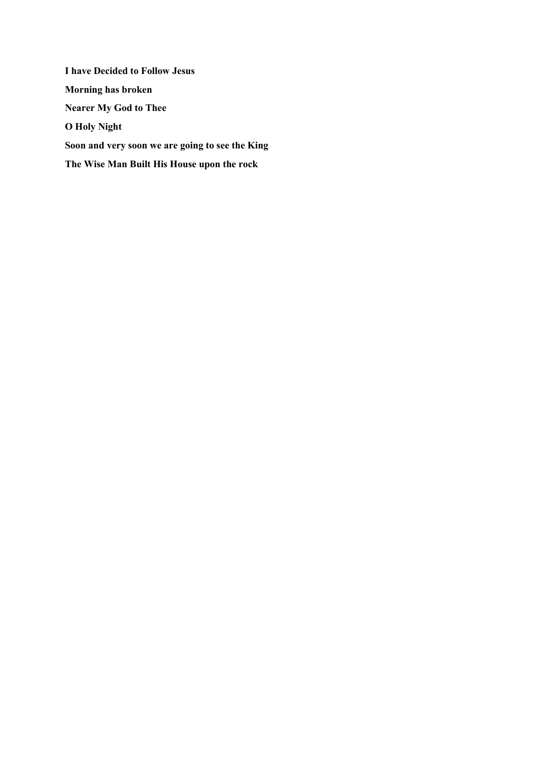**I have Decided to Follow Jesus**

**Morning has broken**

**Nearer My God to Thee**

**O Holy Night**

**Soon and very soon we are going to see the King**

**The Wise Man Built His House upon the rock**